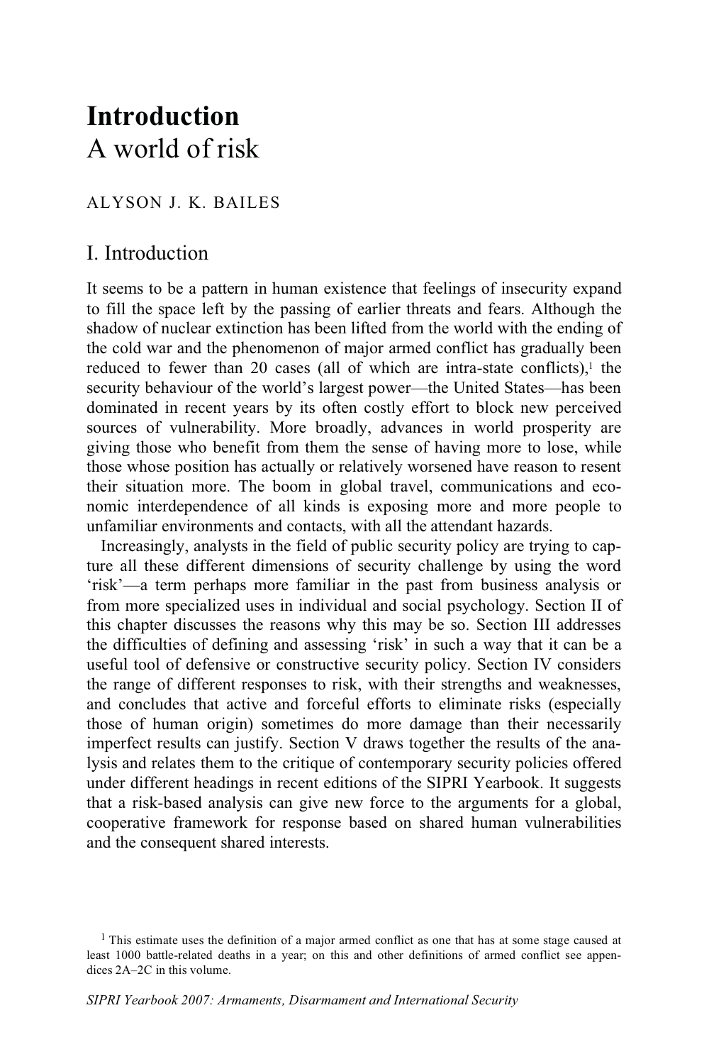# Introduction
# A world of risk

ALYSON J. K. BAILES

## I. Introduction

It seems to be a pattern in human existence that feelings of insecurity expand to fill the space left by the passing of earlier threats and fears. Although the shadow of nuclear extinction has been lifted from the world with the ending of the cold war and the phenomenon of major armed conflict has gradually been reduced to fewer than 20 cases (all of which are intra-state conflicts),[1] the security behaviour of the world's largest power—the United States—has been dominated in recent years by its often costly effort to block new perceived sources of vulnerability. More broadly, advances in world prosperity are giving those who benefit from them the sense of having more to lose, while those whose position has actually or relatively worsened have reason to resent their situation more. The boom in global travel, communications and economic interdependence of all kinds is exposing more and more people to unfamiliar environments and contacts, with all the attendant hazards.

Increasingly, analysts in the field of public security policy are trying to capture all these different dimensions of security challenge by using the word 'risk'—a term perhaps more familiar in the past from business analysis or from more specialized uses in individual and social psychology. Section II of this chapter discusses the reasons why this may be so. Section III addresses the difficulties of defining and assessing 'risk' in such a way that it can be a useful tool of defensive or constructive security policy. Section IV considers the range of different responses to risk, with their strengths and weaknesses, and concludes that active and forceful efforts to eliminate risks (especially those of human origin) sometimes do more damage than their necessarily imperfect results can justify. Section V draws together the results of the analysis and relates them to the critique of contemporary security policies offered under different headings in recent editions of the SIPRI Yearbook. It suggests that a risk-based analysis can give new force to the arguments for a global, cooperative framework for response based on shared human vulnerabilities and the consequent shared interests.

[1] This estimate uses the definition of a major armed conflict as one that has at some stage caused at least 1000 battle-related deaths in a year; on this and other definitions of armed conflict see appendices 2A–2C in this volume.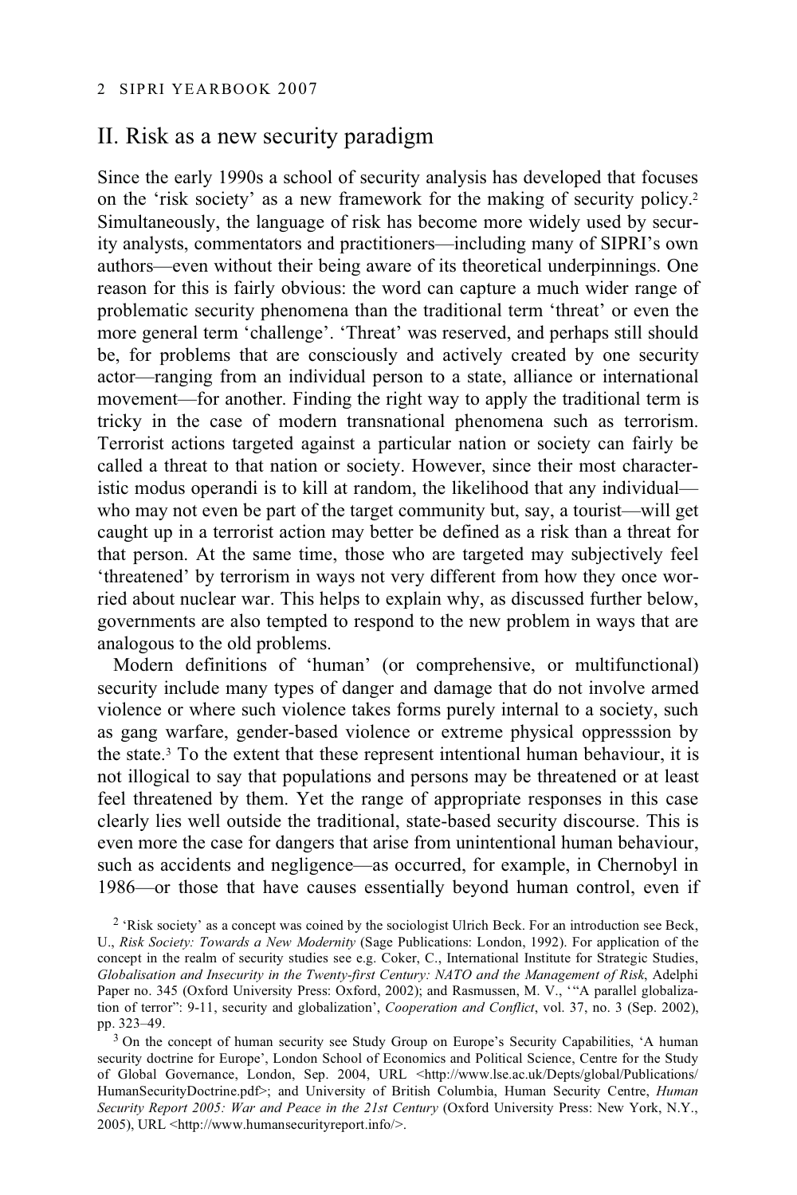## II. Risk as a new security paradigm

Since the early 1990s a school of security analysis has developed that focuses on the 'risk society' as a new framework for the making of security policy.[2] Simultaneously, the language of risk has become more widely used by security analysts, commentators and practitioners—including many of SIPRI's own authors—even without their being aware of its theoretical underpinnings. One reason for this is fairly obvious: the word can capture a much wider range of problematic security phenomena than the traditional term 'threat' or even the more general term 'challenge'. 'Threat' was reserved, and perhaps still should be, for problems that are consciously and actively created by one security actor—ranging from an individual person to a state, alliance or international movement—for another. Finding the right way to apply the traditional term is tricky in the case of modern transnational phenomena such as terrorism. Terrorist actions targeted against a particular nation or society can fairly be called a threat to that nation or society. However, since their most characteristic modus operandi is to kill at random, the likelihood that any individual—who may not even be part of the target community but, say, a tourist—will get caught up in a terrorist action may better be defined as a risk than a threat for that person. At the same time, those who are targeted may subjectively feel 'threatened' by terrorism in ways not very different from how they once worried about nuclear war. This helps to explain why, as discussed further below, governments are also tempted to respond to the new problem in ways that are analogous to the old problems.

Modern definitions of 'human' (or comprehensive, or multifunctional) security include many types of danger and damage that do not involve armed violence or where such violence takes forms purely internal to a society, such as gang warfare, gender-based violence or extreme physical oppresssion by the state.[3] To the extent that these represent intentional human behaviour, it is not illogical to say that populations and persons may be threatened or at least feel threatened by them. Yet the range of appropriate responses in this case clearly lies well outside the traditional, state-based security discourse. This is even more the case for dangers that arise from unintentional human behaviour, such as accidents and negligence—as occurred, for example, in Chernobyl in 1986—or those that have causes essentially beyond human control, even if

[2] 'Risk society' as a concept was coined by the sociologist Ulrich Beck. For an introduction see Beck, U., *Risk Society: Towards a New Modernity* (Sage Publications: London, 1992). For application of the concept in the realm of security studies see e.g. Coker, C., International Institute for Strategic Studies, *Globalisation and Insecurity in the Twenty-first Century: NATO and the Management of Risk*, Adelphi Paper no. 345 (Oxford University Press: Oxford, 2002); and Rasmussen, M. V., '"A parallel globalization of terror": 9-11, security and globalization', *Cooperation and Conflict*, vol. 37, no. 3 (Sep. 2002), pp. 323–49.

[3] On the concept of human security see Study Group on Europe's Security Capabilities, 'A human security doctrine for Europe', London School of Economics and Political Science, Centre for the Study of Global Governance, London, Sep. 2004, URL <http://www.lse.ac.uk/Depts/global/Publications/HumanSecurityDoctrine.pdf>; and University of British Columbia, Human Security Centre, *Human Security Report 2005: War and Peace in the 21st Century* (Oxford University Press: New York, N.Y., 2005), URL <http://www.humansecurityreport.info/>.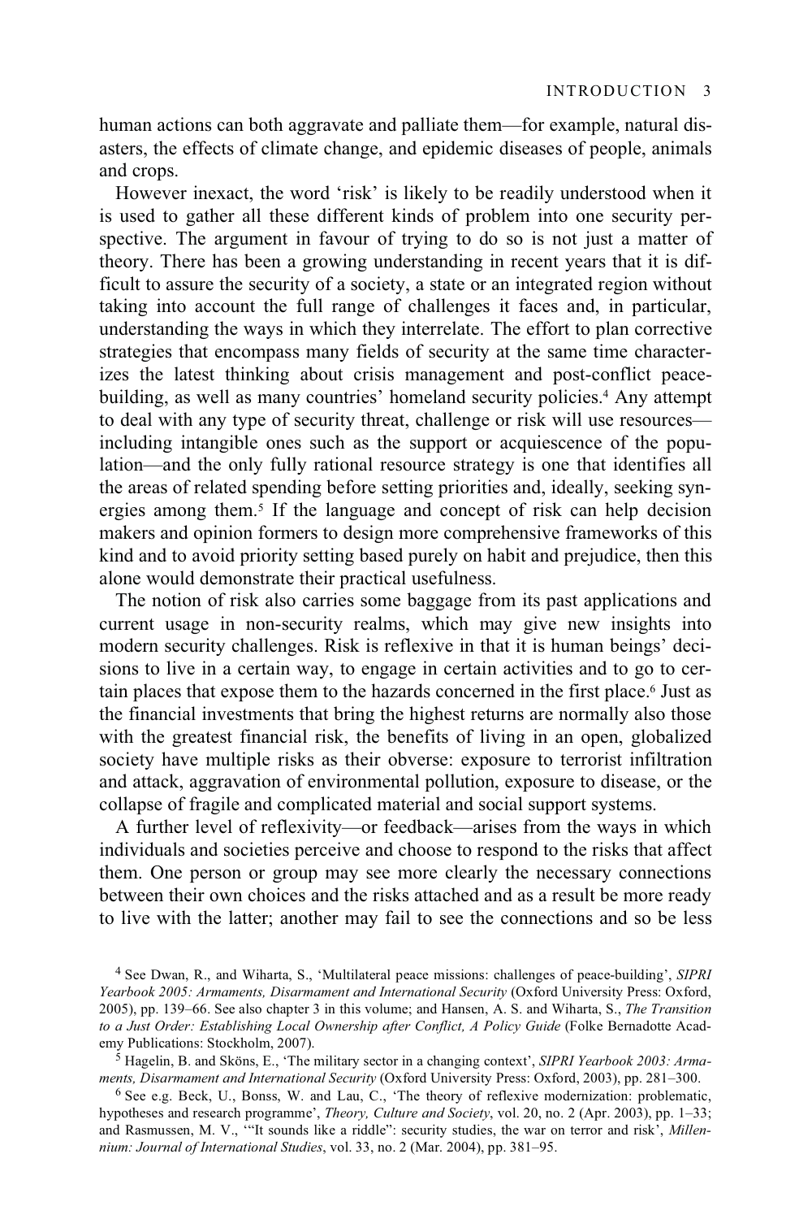human actions can both aggravate and palliate them—for example, natural disasters, the effects of climate change, and epidemic diseases of people, animals and crops.

However inexact, the word 'risk' is likely to be readily understood when it is used to gather all these different kinds of problem into one security perspective. The argument in favour of trying to do so is not just a matter of theory. There has been a growing understanding in recent years that it is difficult to assure the security of a society, a state or an integrated region without taking into account the full range of challenges it faces and, in particular, understanding the ways in which they interrelate. The effort to plan corrective strategies that encompass many fields of security at the same time characterizes the latest thinking about crisis management and post-conflict peace-building, as well as many countries' homeland security policies.[4] Any attempt to deal with any type of security threat, challenge or risk will use resources—including intangible ones such as the support or acquiescence of the population—and the only fully rational resource strategy is one that identifies all the areas of related spending before setting priorities and, ideally, seeking synergies among them.[5] If the language and concept of risk can help decision makers and opinion formers to design more comprehensive frameworks of this kind and to avoid priority setting based purely on habit and prejudice, then this alone would demonstrate their practical usefulness.

The notion of risk also carries some baggage from its past applications and current usage in non-security realms, which may give new insights into modern security challenges. Risk is reflexive in that it is human beings' decisions to live in a certain way, to engage in certain activities and to go to certain places that expose them to the hazards concerned in the first place.[6] Just as the financial investments that bring the highest returns are normally also those with the greatest financial risk, the benefits of living in an open, globalized society have multiple risks as their obverse: exposure to terrorist infiltration and attack, aggravation of environmental pollution, exposure to disease, or the collapse of fragile and complicated material and social support systems.

A further level of reflexivity—or feedback—arises from the ways in which individuals and societies perceive and choose to respond to the risks that affect them. One person or group may see more clearly the necessary connections between their own choices and the risks attached and as a result be more ready to live with the latter; another may fail to see the connections and so be less

---

[4] See Dwan, R., and Wiharta, S., 'Multilateral peace missions: challenges of peace-building', *SIPRI Yearbook 2005: Armaments, Disarmament and International Security* (Oxford University Press: Oxford, 2005), pp. 139–66. See also chapter 3 in this volume; and Hansen, A. S. and Wiharta, S., *The Transition to a Just Order: Establishing Local Ownership after Conflict, A Policy Guide* (Folke Bernadotte Academy Publications: Stockholm, 2007).

[5] Hagelin, B. and Sköns, E., 'The military sector in a changing context', *SIPRI Yearbook 2003: Armaments, Disarmament and International Security* (Oxford University Press: Oxford, 2003), pp. 281–300.

[6] See e.g. Beck, U., Bonss, W. and Lau, C., 'The theory of reflexive modernization: problematic, hypotheses and research programme', *Theory, Culture and Society*, vol. 20, no. 2 (Apr. 2003), pp. 1–33; and Rasmussen, M. V., '"It sounds like a riddle": security studies, the war on terror and risk', *Millennium: Journal of International Studies*, vol. 33, no. 2 (Mar. 2004), pp. 381–95.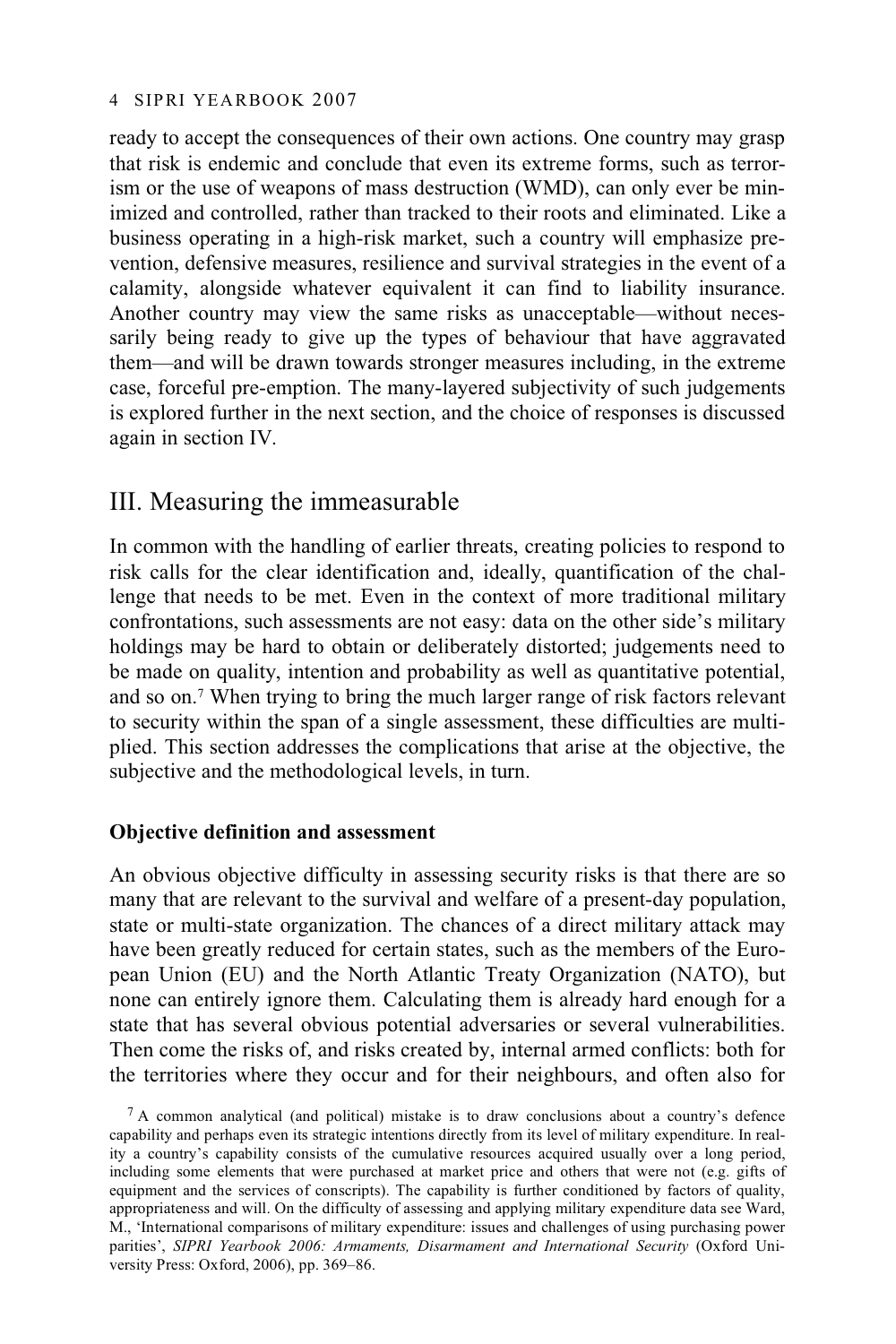ready to accept the consequences of their own actions. One country may grasp that risk is endemic and conclude that even its extreme forms, such as terrorism or the use of weapons of mass destruction (WMD), can only ever be minimized and controlled, rather than tracked to their roots and eliminated. Like a business operating in a high-risk market, such a country will emphasize prevention, defensive measures, resilience and survival strategies in the event of a calamity, alongside whatever equivalent it can find to liability insurance. Another country may view the same risks as unacceptable—without necessarily being ready to give up the types of behaviour that have aggravated them—and will be drawn towards stronger measures including, in the extreme case, forceful pre-emption. The many-layered subjectivity of such judgements is explored further in the next section, and the choice of responses is discussed again in section IV.

## III. Measuring the immeasurable

In common with the handling of earlier threats, creating policies to respond to risk calls for the clear identification and, ideally, quantification of the challenge that needs to be met. Even in the context of more traditional military confrontations, such assessments are not easy: data on the other side's military holdings may be hard to obtain or deliberately distorted; judgements need to be made on quality, intention and probability as well as quantitative potential, and so on.[7] When trying to bring the much larger range of risk factors relevant to security within the span of a single assessment, these difficulties are multiplied. This section addresses the complications that arise at the objective, the subjective and the methodological levels, in turn.

### Objective definition and assessment

An obvious objective difficulty in assessing security risks is that there are so many that are relevant to the survival and welfare of a present-day population, state or multi-state organization. The chances of a direct military attack may have been greatly reduced for certain states, such as the members of the European Union (EU) and the North Atlantic Treaty Organization (NATO), but none can entirely ignore them. Calculating them is already hard enough for a state that has several obvious potential adversaries or several vulnerabilities. Then come the risks of, and risks created by, internal armed conflicts: both for the territories where they occur and for their neighbours, and often also for

[7] A common analytical (and political) mistake is to draw conclusions about a country's defence capability and perhaps even its strategic intentions directly from its level of military expenditure. In reality a country's capability consists of the cumulative resources acquired usually over a long period, including some elements that were purchased at market price and others that were not (e.g. gifts of equipment and the services of conscripts). The capability is further conditioned by factors of quality, appropriateness and will. On the difficulty of assessing and applying military expenditure data see Ward, M., 'International comparisons of military expenditure: issues and challenges of using purchasing power parities', *SIPRI Yearbook 2006: Armaments, Disarmament and International Security* (Oxford University Press: Oxford, 2006), pp. 369–86.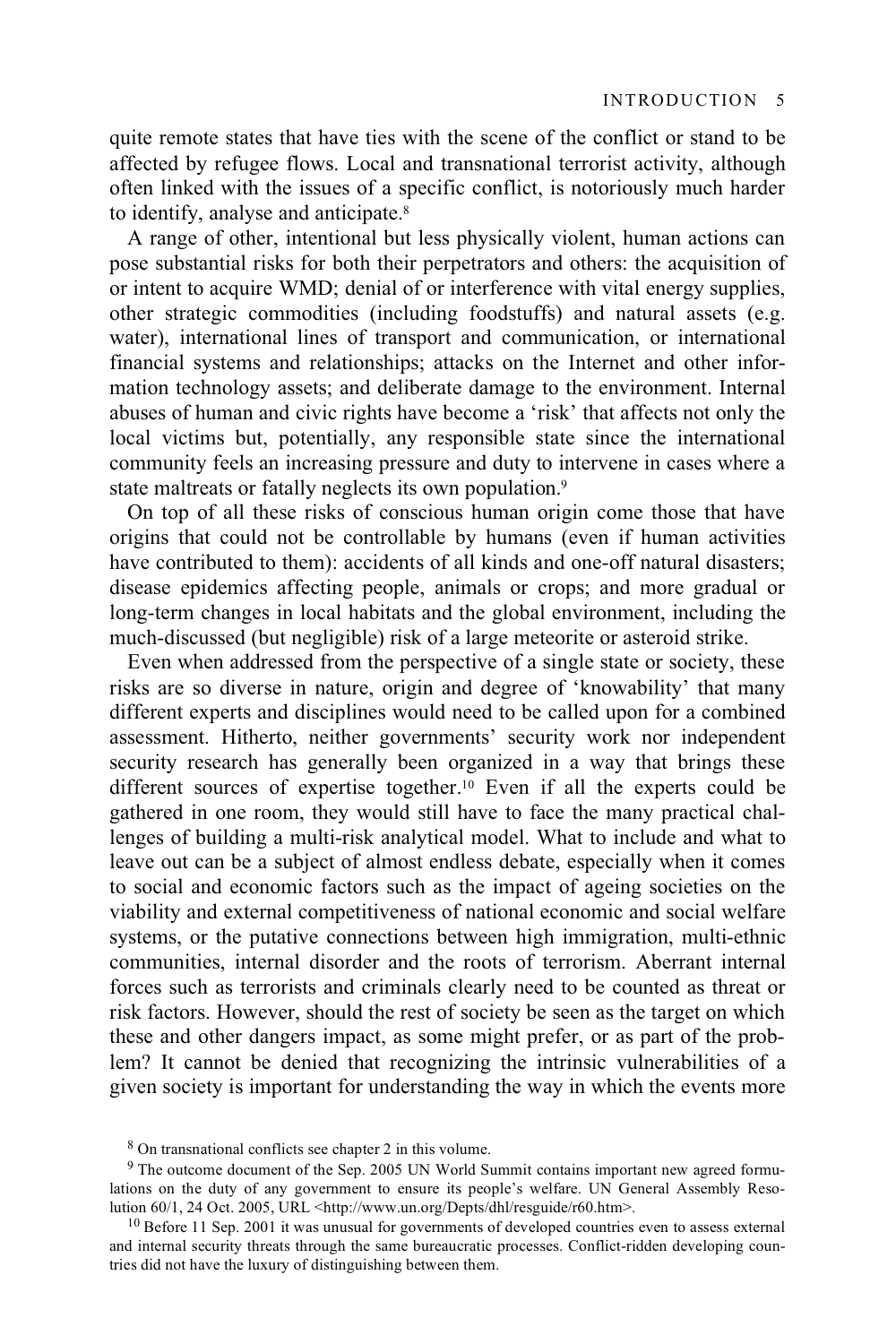quite remote states that have ties with the scene of the conflict or stand to be affected by refugee flows. Local and transnational terrorist activity, although often linked with the issues of a specific conflict, is notoriously much harder to identify, analyse and anticipate.[8]

A range of other, intentional but less physically violent, human actions can pose substantial risks for both their perpetrators and others: the acquisition of or intent to acquire WMD; denial of or interference with vital energy supplies, other strategic commodities (including foodstuffs) and natural assets (e.g. water), international lines of transport and communication, or international financial systems and relationships; attacks on the Internet and other information technology assets; and deliberate damage to the environment. Internal abuses of human and civic rights have become a 'risk' that affects not only the local victims but, potentially, any responsible state since the international community feels an increasing pressure and duty to intervene in cases where a state maltreats or fatally neglects its own population.[9]

On top of all these risks of conscious human origin come those that have origins that could not be controllable by humans (even if human activities have contributed to them): accidents of all kinds and one-off natural disasters; disease epidemics affecting people, animals or crops; and more gradual or long-term changes in local habitats and the global environment, including the much-discussed (but negligible) risk of a large meteorite or asteroid strike.

Even when addressed from the perspective of a single state or society, these risks are so diverse in nature, origin and degree of 'knowability' that many different experts and disciplines would need to be called upon for a combined assessment. Hitherto, neither governments' security work nor independent security research has generally been organized in a way that brings these different sources of expertise together.[10] Even if all the experts could be gathered in one room, they would still have to face the many practical challenges of building a multi-risk analytical model. What to include and what to leave out can be a subject of almost endless debate, especially when it comes to social and economic factors such as the impact of ageing societies on the viability and external competitiveness of national economic and social welfare systems, or the putative connections between high immigration, multi-ethnic communities, internal disorder and the roots of terrorism. Aberrant internal forces such as terrorists and criminals clearly need to be counted as threat or risk factors. However, should the rest of society be seen as the target on which these and other dangers impact, as some might prefer, or as part of the problem? It cannot be denied that recognizing the intrinsic vulnerabilities of a given society is important for understanding the way in which the events more

[8] On transnational conflicts see chapter 2 in this volume.

[9] The outcome document of the Sep. 2005 UN World Summit contains important new agreed formulations on the duty of any government to ensure its people's welfare. UN General Assembly Resolution 60/1, 24 Oct. 2005, URL <http://www.un.org/Depts/dhl/resguide/r60.htm>.

[10] Before 11 Sep. 2001 it was unusual for governments of developed countries even to assess external and internal security threats through the same bureaucratic processes. Conflict-ridden developing countries did not have the luxury of distinguishing between them.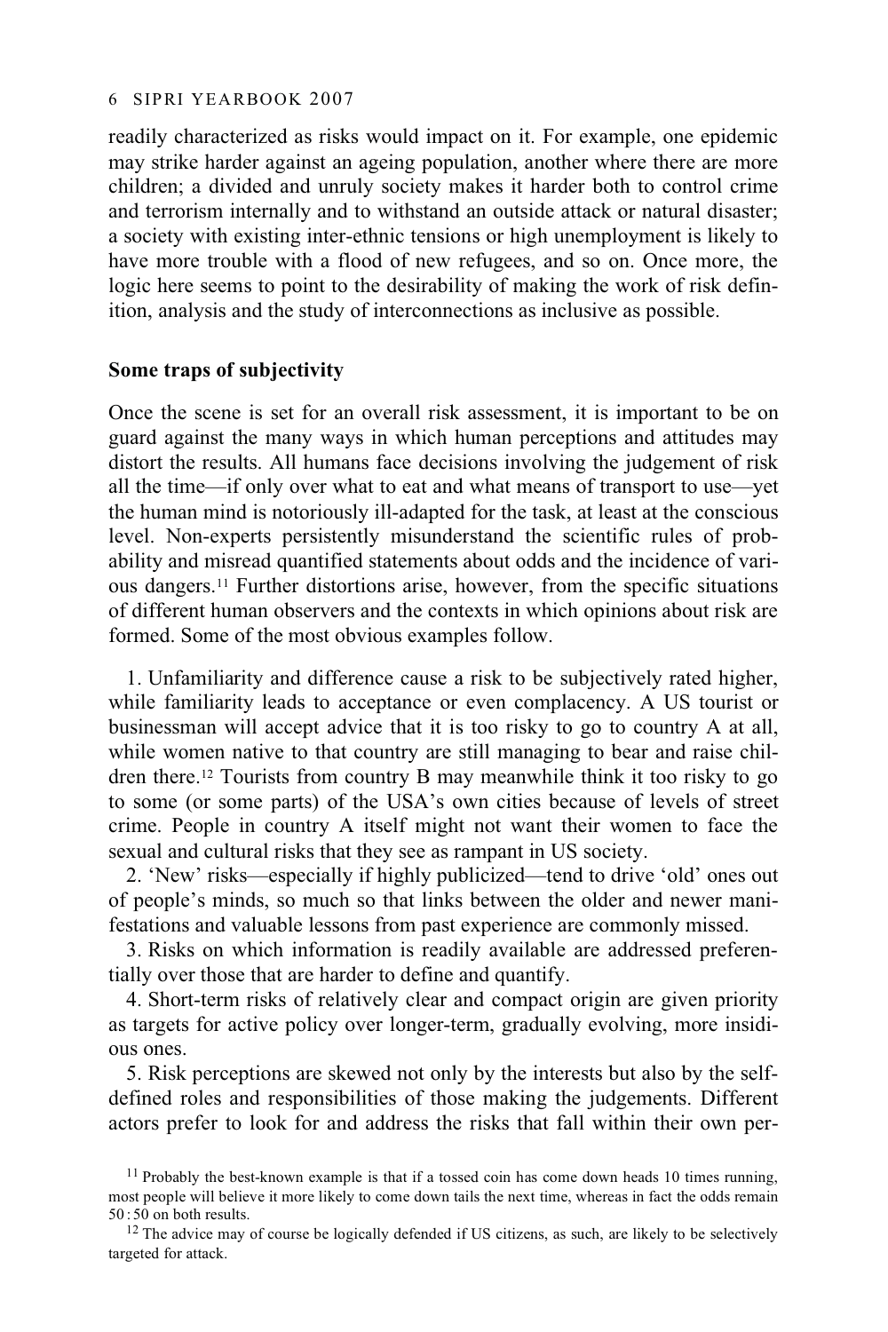readily characterized as risks would impact on it. For example, one epidemic may strike harder against an ageing population, another where there are more children; a divided and unruly society makes it harder both to control crime and terrorism internally and to withstand an outside attack or natural disaster; a society with existing inter-ethnic tensions or high unemployment is likely to have more trouble with a flood of new refugees, and so on. Once more, the logic here seems to point to the desirability of making the work of risk definition, analysis and the study of interconnections as inclusive as possible.

### Some traps of subjectivity

Once the scene is set for an overall risk assessment, it is important to be on guard against the many ways in which human perceptions and attitudes may distort the results. All humans face decisions involving the judgement of risk all the time—if only over what to eat and what means of transport to use—yet the human mind is notoriously ill-adapted for the task, at least at the conscious level. Non-experts persistently misunderstand the scientific rules of probability and misread quantified statements about odds and the incidence of various dangers.[11] Further distortions arise, however, from the specific situations of different human observers and the contexts in which opinions about risk are formed. Some of the most obvious examples follow.

1. Unfamiliarity and difference cause a risk to be subjectively rated higher, while familiarity leads to acceptance or even complacency. A US tourist or businessman will accept advice that it is too risky to go to country A at all, while women native to that country are still managing to bear and raise children there.[12] Tourists from country B may meanwhile think it too risky to go to some (or some parts) of the USA's own cities because of levels of street crime. People in country A itself might not want their women to face the sexual and cultural risks that they see as rampant in US society.
2. 'New' risks—especially if highly publicized—tend to drive 'old' ones out of people's minds, so much so that links between the older and newer manifestations and valuable lessons from past experience are commonly missed.
3. Risks on which information is readily available are addressed preferentially over those that are harder to define and quantify.
4. Short-term risks of relatively clear and compact origin are given priority as targets for active policy over longer-term, gradually evolving, more insidious ones.
5. Risk perceptions are skewed not only by the interests but also by the self-defined roles and responsibilities of those making the judgements. Different actors prefer to look for and address the risks that fall within their own per-

[11] Probably the best-known example is that if a tossed coin has come down heads 10 times running, most people will believe it more likely to come down tails the next time, whereas in fact the odds remain 50 : 50 on both results.

[12] The advice may of course be logically defended if US citizens, as such, are likely to be selectively targeted for attack.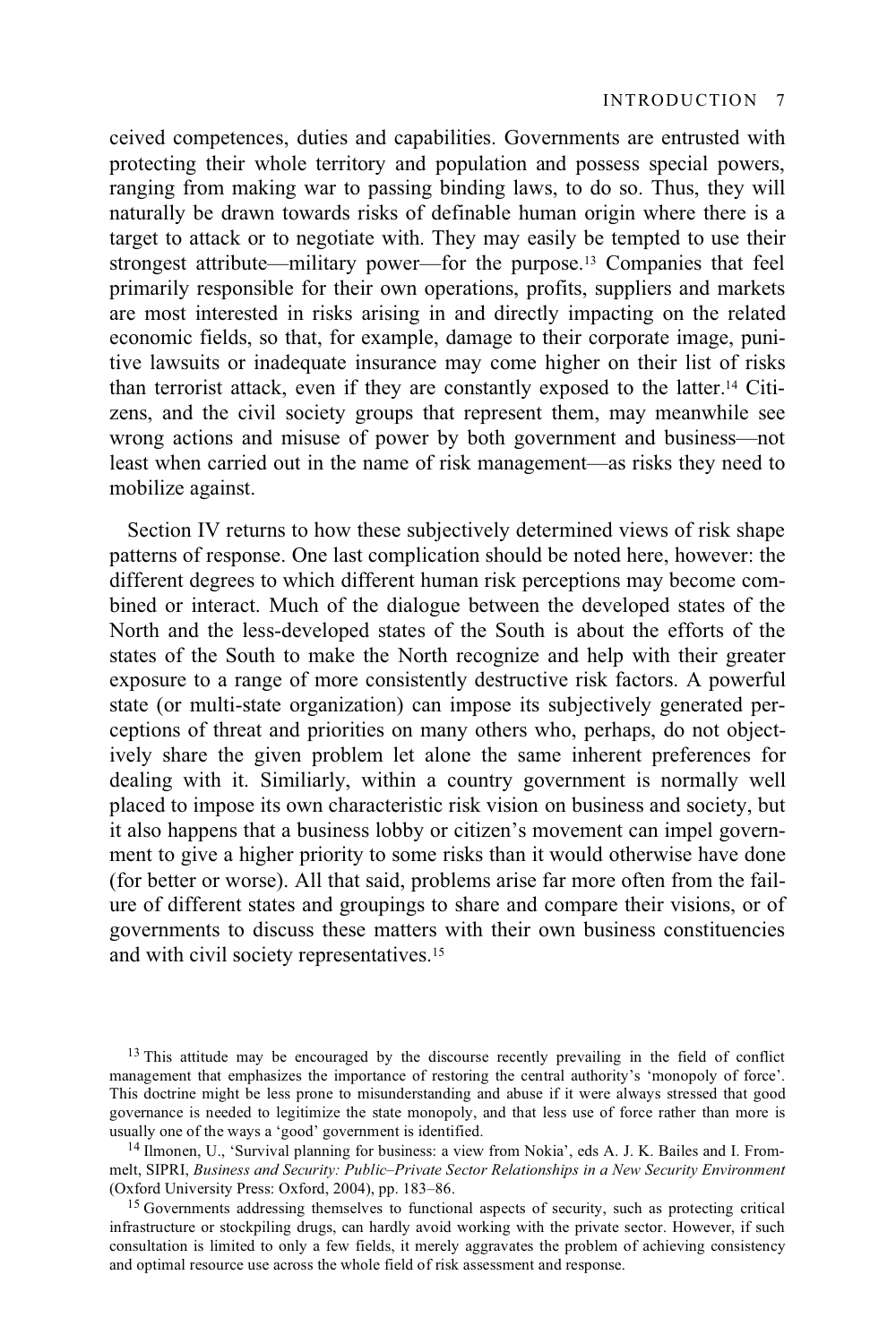ceived competences, duties and capabilities. Governments are entrusted with protecting their whole territory and population and possess special powers, ranging from making war to passing binding laws, to do so. Thus, they will naturally be drawn towards risks of definable human origin where there is a target to attack or to negotiate with. They may easily be tempted to use their strongest attribute—military power—for the purpose.[13] Companies that feel primarily responsible for their own operations, profits, suppliers and markets are most interested in risks arising in and directly impacting on the related economic fields, so that, for example, damage to their corporate image, punitive lawsuits or inadequate insurance may come higher on their list of risks than terrorist attack, even if they are constantly exposed to the latter.[14] Citizens, and the civil society groups that represent them, may meanwhile see wrong actions and misuse of power by both government and business—not least when carried out in the name of risk management—as risks they need to mobilize against.

Section IV returns to how these subjectively determined views of risk shape patterns of response. One last complication should be noted here, however: the different degrees to which different human risk perceptions may become combined or interact. Much of the dialogue between the developed states of the North and the less-developed states of the South is about the efforts of the states of the South to make the North recognize and help with their greater exposure to a range of more consistently destructive risk factors. A powerful state (or multi-state organization) can impose its subjectively generated perceptions of threat and priorities on many others who, perhaps, do not objectively share the given problem let alone the same inherent preferences for dealing with it. Similiarly, within a country government is normally well placed to impose its own characteristic risk vision on business and society, but it also happens that a business lobby or citizen's movement can impel government to give a higher priority to some risks than it would otherwise have done (for better or worse). All that said, problems arise far more often from the failure of different states and groupings to share and compare their visions, or of governments to discuss these matters with their own business constituencies and with civil society representatives.[15]

[13] This attitude may be encouraged by the discourse recently prevailing in the field of conflict management that emphasizes the importance of restoring the central authority's 'monopoly of force'. This doctrine might be less prone to misunderstanding and abuse if it were always stressed that good governance is needed to legitimize the state monopoly, and that less use of force rather than more is usually one of the ways a 'good' government is identified.

[14] Ilmonen, U., 'Survival planning for business: a view from Nokia', eds A. J. K. Bailes and I. Frommelt, SIPRI, *Business and Security: Public–Private Sector Relationships in a New Security Environment* (Oxford University Press: Oxford, 2004), pp. 183–86.

[15] Governments addressing themselves to functional aspects of security, such as protecting critical infrastructure or stockpiling drugs, can hardly avoid working with the private sector. However, if such consultation is limited to only a few fields, it merely aggravates the problem of achieving consistency and optimal resource use across the whole field of risk assessment and response.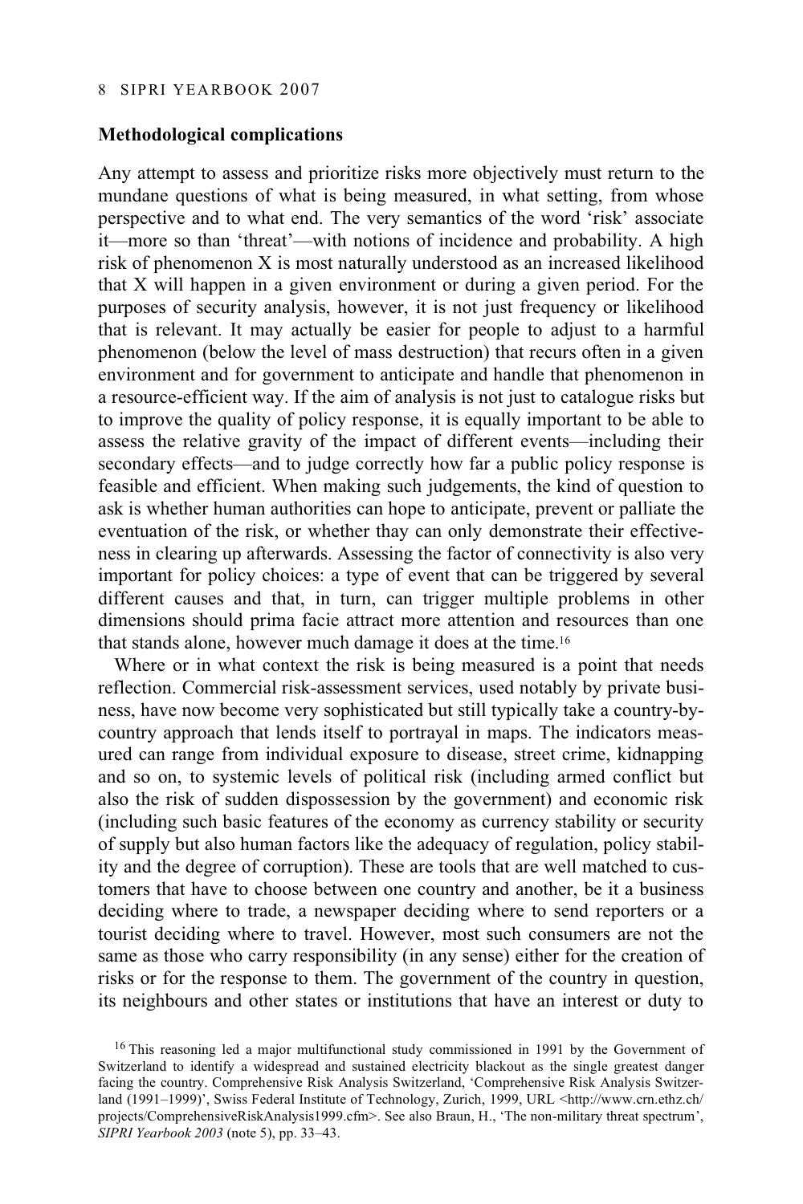### Methodological complications

Any attempt to assess and prioritize risks more objectively must return to the mundane questions of what is being measured, in what setting, from whose perspective and to what end. The very semantics of the word 'risk' associate it—more so than 'threat'—with notions of incidence and probability. A high risk of phenomenon X is most naturally understood as an increased likelihood that X will happen in a given environment or during a given period. For the purposes of security analysis, however, it is not just frequency or likelihood that is relevant. It may actually be easier for people to adjust to a harmful phenomenon (below the level of mass destruction) that recurs often in a given environment and for government to anticipate and handle that phenomenon in a resource-efficient way. If the aim of analysis is not just to catalogue risks but to improve the quality of policy response, it is equally important to be able to assess the relative gravity of the impact of different events—including their secondary effects—and to judge correctly how far a public policy response is feasible and efficient. When making such judgements, the kind of question to ask is whether human authorities can hope to anticipate, prevent or palliate the eventuation of the risk, or whether thay can only demonstrate their effectiveness in clearing up afterwards. Assessing the factor of connectivity is also very important for policy choices: a type of event that can be triggered by several different causes and that, in turn, can trigger multiple problems in other dimensions should prima facie attract more attention and resources than one that stands alone, however much damage it does at the time.[16]

Where or in what context the risk is being measured is a point that needs reflection. Commercial risk-assessment services, used notably by private business, have now become very sophisticated but still typically take a country-by-country approach that lends itself to portrayal in maps. The indicators measured can range from individual exposure to disease, street crime, kidnapping and so on, to systemic levels of political risk (including armed conflict but also the risk of sudden dispossession by the government) and economic risk (including such basic features of the economy as currency stability or security of supply but also human factors like the adequacy of regulation, policy stability and the degree of corruption). These are tools that are well matched to customers that have to choose between one country and another, be it a business deciding where to trade, a newspaper deciding where to send reporters or a tourist deciding where to travel. However, most such consumers are not the same as those who carry responsibility (in any sense) either for the creation of risks or for the response to them. The government of the country in question, its neighbours and other states or institutions that have an interest or duty to

[16] This reasoning led a major multifunctional study commissioned in 1991 by the Government of Switzerland to identify a widespread and sustained electricity blackout as the single greatest danger facing the country. Comprehensive Risk Analysis Switzerland, 'Comprehensive Risk Analysis Switzerland (1991–1999)', Swiss Federal Institute of Technology, Zurich, 1999, URL <http://www.crn.ethz.ch/projects/ComprehensiveRiskAnalysis1999.cfm>. See also Braun, H., 'The non-military threat spectrum', *SIPRI Yearbook 2003* (note 5), pp. 33–43.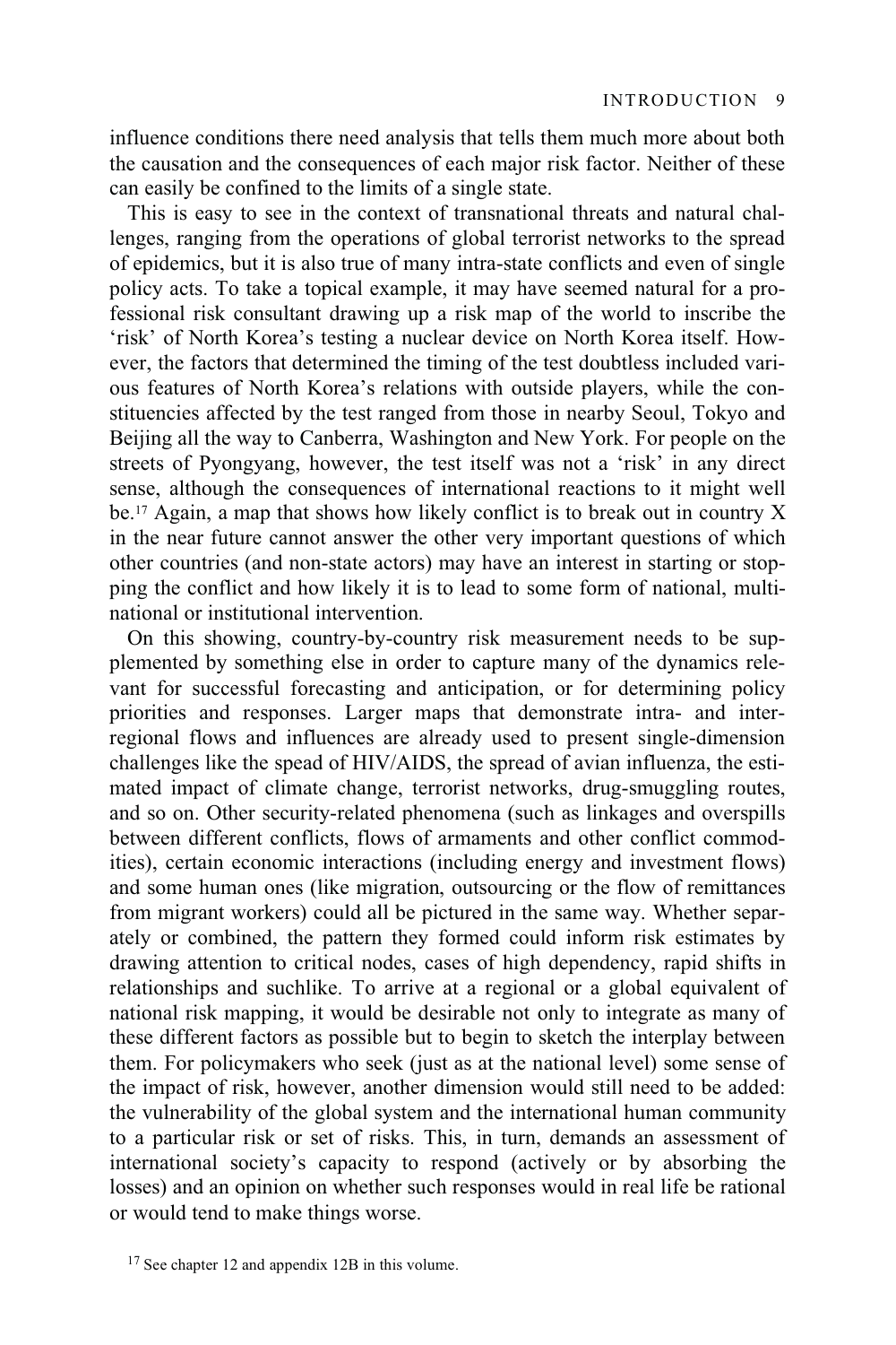influence conditions there need analysis that tells them much more about both the causation and the consequences of each major risk factor. Neither of these can easily be confined to the limits of a single state.

This is easy to see in the context of transnational threats and natural challenges, ranging from the operations of global terrorist networks to the spread of epidemics, but it is also true of many intra-state conflicts and even of single policy acts. To take a topical example, it may have seemed natural for a professional risk consultant drawing up a risk map of the world to inscribe the 'risk' of North Korea's testing a nuclear device on North Korea itself. However, the factors that determined the timing of the test doubtless included various features of North Korea's relations with outside players, while the constituencies affected by the test ranged from those in nearby Seoul, Tokyo and Beijing all the way to Canberra, Washington and New York. For people on the streets of Pyongyang, however, the test itself was not a 'risk' in any direct sense, although the consequences of international reactions to it might well be.[17] Again, a map that shows how likely conflict is to break out in country X in the near future cannot answer the other very important questions of which other countries (and non-state actors) may have an interest in starting or stopping the conflict and how likely it is to lead to some form of national, multinational or institutional intervention.

On this showing, country-by-country risk measurement needs to be supplemented by something else in order to capture many of the dynamics relevant for successful forecasting and anticipation, or for determining policy priorities and responses. Larger maps that demonstrate intra- and inter-regional flows and influences are already used to present single-dimension challenges like the spead of HIV/AIDS, the spread of avian influenza, the estimated impact of climate change, terrorist networks, drug-smuggling routes, and so on. Other security-related phenomena (such as linkages and overspills between different conflicts, flows of armaments and other conflict commodities), certain economic interactions (including energy and investment flows) and some human ones (like migration, outsourcing or the flow of remittances from migrant workers) could all be pictured in the same way. Whether separately or combined, the pattern they formed could inform risk estimates by drawing attention to critical nodes, cases of high dependency, rapid shifts in relationships and suchlike. To arrive at a regional or a global equivalent of national risk mapping, it would be desirable not only to integrate as many of these different factors as possible but to begin to sketch the interplay between them. For policymakers who seek (just as at the national level) some sense of the impact of risk, however, another dimension would still need to be added: the vulnerability of the global system and the international human community to a particular risk or set of risks. This, in turn, demands an assessment of international society's capacity to respond (actively or by absorbing the losses) and an opinion on whether such responses would in real life be rational or would tend to make things worse.

[17] See chapter 12 and appendix 12B in this volume.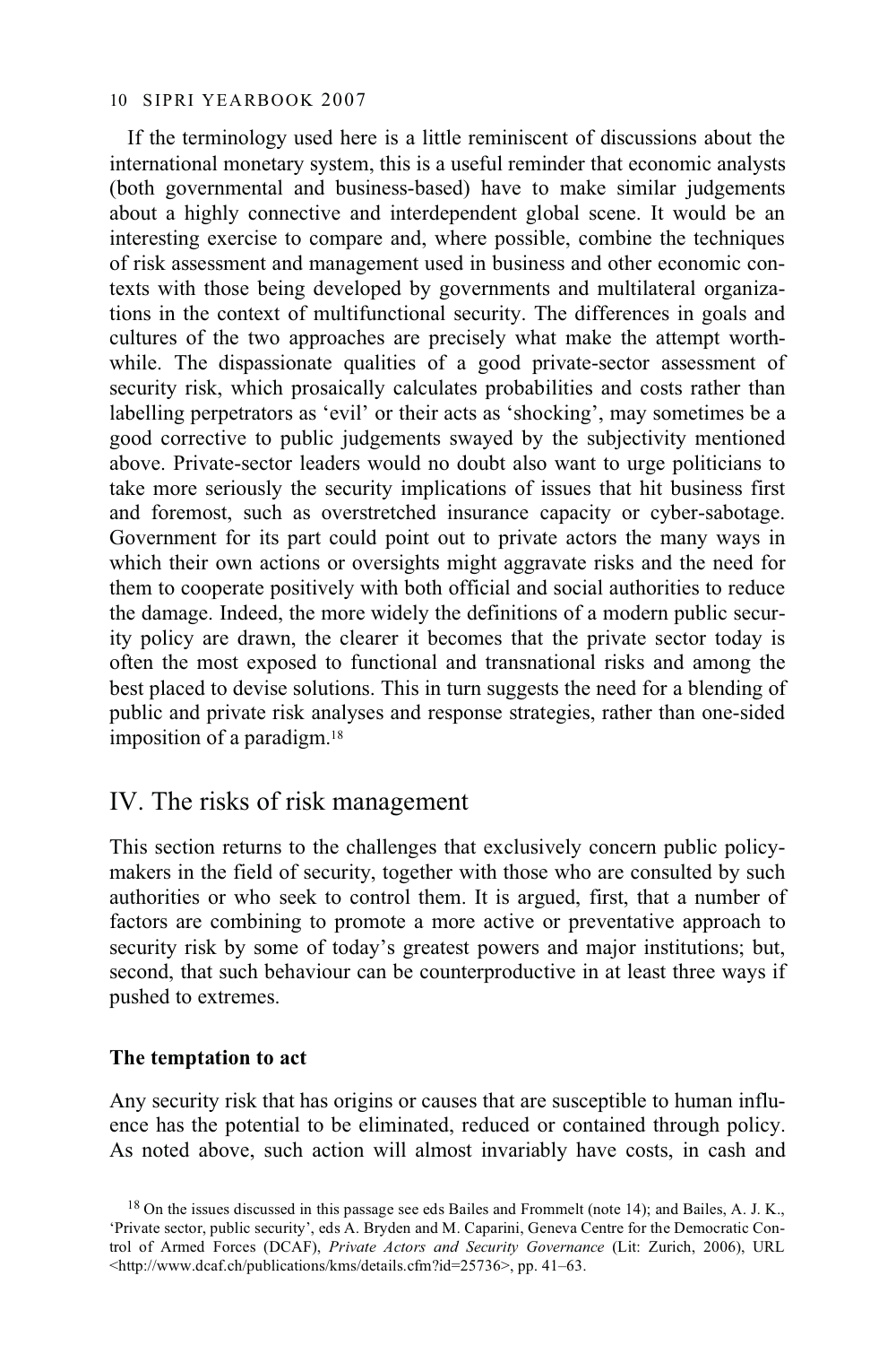If the terminology used here is a little reminiscent of discussions about the international monetary system, this is a useful reminder that economic analysts (both governmental and business-based) have to make similar judgements about a highly connective and interdependent global scene. It would be an interesting exercise to compare and, where possible, combine the techniques of risk assessment and management used in business and other economic contexts with those being developed by governments and multilateral organizations in the context of multifunctional security. The differences in goals and cultures of the two approaches are precisely what make the attempt worthwhile. The dispassionate qualities of a good private-sector assessment of security risk, which prosaically calculates probabilities and costs rather than labelling perpetrators as 'evil' or their acts as 'shocking', may sometimes be a good corrective to public judgements swayed by the subjectivity mentioned above. Private-sector leaders would no doubt also want to urge politicians to take more seriously the security implications of issues that hit business first and foremost, such as overstretched insurance capacity or cyber-sabotage. Government for its part could point out to private actors the many ways in which their own actions or oversights might aggravate risks and the need for them to cooperate positively with both official and social authorities to reduce the damage. Indeed, the more widely the definitions of a modern public security policy are drawn, the clearer it becomes that the private sector today is often the most exposed to functional and transnational risks and among the best placed to devise solutions. This in turn suggests the need for a blending of public and private risk analyses and response strategies, rather than one-sided imposition of a paradigm.[18]

## IV. The risks of risk management

This section returns to the challenges that exclusively concern public policymakers in the field of security, together with those who are consulted by such authorities or who seek to control them. It is argued, first, that a number of factors are combining to promote a more active or preventative approach to security risk by some of today's greatest powers and major institutions; but, second, that such behaviour can be counterproductive in at least three ways if pushed to extremes.

### The temptation to act

Any security risk that has origins or causes that are susceptible to human influence has the potential to be eliminated, reduced or contained through policy. As noted above, such action will almost invariably have costs, in cash and

[18] On the issues discussed in this passage see eds Bailes and Frommelt (note 14); and Bailes, A. J. K., 'Private sector, public security', eds A. Bryden and M. Caparini, Geneva Centre for the Democratic Control of Armed Forces (DCAF), *Private Actors and Security Governance* (Lit: Zurich, 2006), URL <http://www.dcaf.ch/publications/kms/details.cfm?id=25736>, pp. 41–63.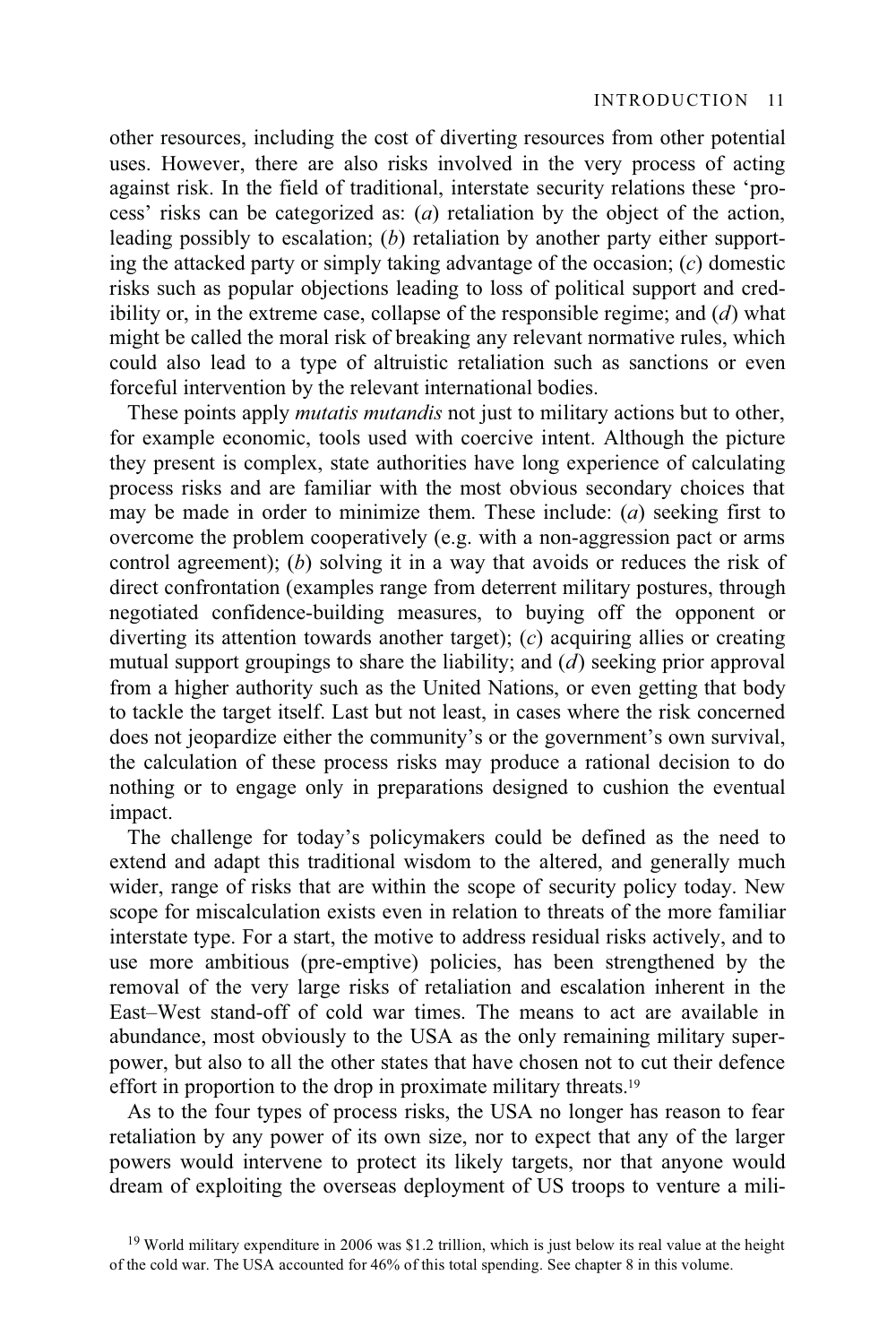other resources, including the cost of diverting resources from other potential uses. However, there are also risks involved in the very process of acting against risk. In the field of traditional, interstate security relations these 'process' risks can be categorized as: (*a*) retaliation by the object of the action, leading possibly to escalation; (*b*) retaliation by another party either supporting the attacked party or simply taking advantage of the occasion; (*c*) domestic risks such as popular objections leading to loss of political support and credibility or, in the extreme case, collapse of the responsible regime; and (*d*) what might be called the moral risk of breaking any relevant normative rules, which could also lead to a type of altruistic retaliation such as sanctions or even forceful intervention by the relevant international bodies.

These points apply *mutatis mutandis* not just to military actions but to other, for example economic, tools used with coercive intent. Although the picture they present is complex, state authorities have long experience of calculating process risks and are familiar with the most obvious secondary choices that may be made in order to minimize them. These include: (*a*) seeking first to overcome the problem cooperatively (e.g. with a non-aggression pact or arms control agreement); (*b*) solving it in a way that avoids or reduces the risk of direct confrontation (examples range from deterrent military postures, through negotiated confidence-building measures, to buying off the opponent or diverting its attention towards another target); (*c*) acquiring allies or creating mutual support groupings to share the liability; and (*d*) seeking prior approval from a higher authority such as the United Nations, or even getting that body to tackle the target itself. Last but not least, in cases where the risk concerned does not jeopardize either the community's or the government's own survival, the calculation of these process risks may produce a rational decision to do nothing or to engage only in preparations designed to cushion the eventual impact.

The challenge for today's policymakers could be defined as the need to extend and adapt this traditional wisdom to the altered, and generally much wider, range of risks that are within the scope of security policy today. New scope for miscalculation exists even in relation to threats of the more familiar interstate type. For a start, the motive to address residual risks actively, and to use more ambitious (pre-emptive) policies, has been strengthened by the removal of the very large risks of retaliation and escalation inherent in the East–West stand-off of cold war times. The means to act are available in abundance, most obviously to the USA as the only remaining military superpower, but also to all the other states that have chosen not to cut their defence effort in proportion to the drop in proximate military threats.[19]

As to the four types of process risks, the USA no longer has reason to fear retaliation by any power of its own size, nor to expect that any of the larger powers would intervene to protect its likely targets, nor that anyone would dream of exploiting the overseas deployment of US troops to venture a mili-

[19] World military expenditure in 2006 was $1.2 trillion, which is just below its real value at the height of the cold war. The USA accounted for 46% of this total spending. See chapter 8 in this volume.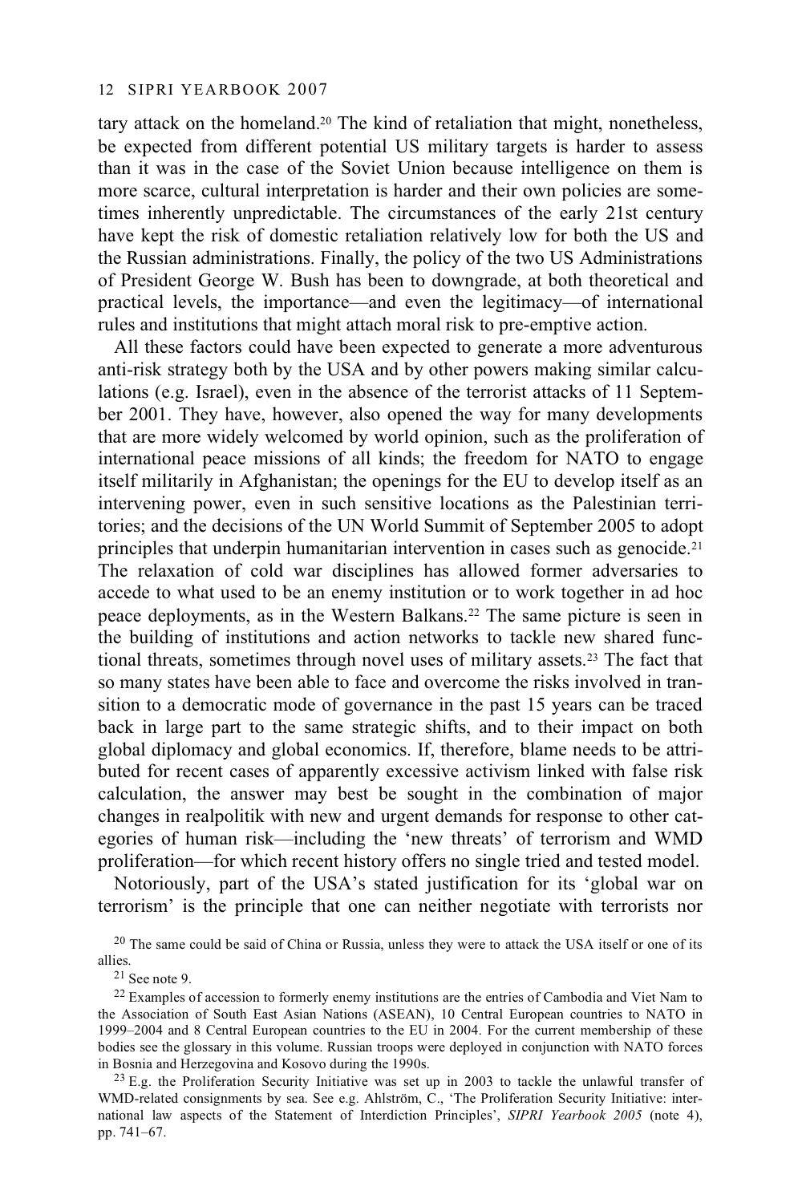tary attack on the homeland.[20] The kind of retaliation that might, nonetheless, be expected from different potential US military targets is harder to assess than it was in the case of the Soviet Union because intelligence on them is more scarce, cultural interpretation is harder and their own policies are sometimes inherently unpredictable. The circumstances of the early 21st century have kept the risk of domestic retaliation relatively low for both the US and the Russian administrations. Finally, the policy of the two US Administrations of President George W. Bush has been to downgrade, at both theoretical and practical levels, the importance—and even the legitimacy—of international rules and institutions that might attach moral risk to pre-emptive action.

All these factors could have been expected to generate a more adventurous anti-risk strategy both by the USA and by other powers making similar calculations (e.g. Israel), even in the absence of the terrorist attacks of 11 September 2001. They have, however, also opened the way for many developments that are more widely welcomed by world opinion, such as the proliferation of international peace missions of all kinds; the freedom for NATO to engage itself militarily in Afghanistan; the openings for the EU to develop itself as an intervening power, even in such sensitive locations as the Palestinian territories; and the decisions of the UN World Summit of September 2005 to adopt principles that underpin humanitarian intervention in cases such as genocide.[21] The relaxation of cold war disciplines has allowed former adversaries to accede to what used to be an enemy institution or to work together in ad hoc peace deployments, as in the Western Balkans.[22] The same picture is seen in the building of institutions and action networks to tackle new shared functional threats, sometimes through novel uses of military assets.[23] The fact that so many states have been able to face and overcome the risks involved in transition to a democratic mode of governance in the past 15 years can be traced back in large part to the same strategic shifts, and to their impact on both global diplomacy and global economics. If, therefore, blame needs to be attributed for recent cases of apparently excessive activism linked with false risk calculation, the answer may best be sought in the combination of major changes in realpolitik with new and urgent demands for response to other categories of human risk—including the 'new threats' of terrorism and WMD proliferation—for which recent history offers no single tried and tested model.

Notoriously, part of the USA's stated justification for its 'global war on terrorism' is the principle that one can neither negotiate with terrorists nor

[20] The same could be said of China or Russia, unless they were to attack the USA itself or one of its allies.

[21] See note 9.

[22] Examples of accession to formerly enemy institutions are the entries of Cambodia and Viet Nam to the Association of South East Asian Nations (ASEAN), 10 Central European countries to NATO in 1999–2004 and 8 Central European countries to the EU in 2004. For the current membership of these bodies see the glossary in this volume. Russian troops were deployed in conjunction with NATO forces in Bosnia and Herzegovina and Kosovo during the 1990s.

[23] E.g. the Proliferation Security Initiative was set up in 2003 to tackle the unlawful transfer of WMD-related consignments by sea. See e.g. Ahlström, C., 'The Proliferation Security Initiative: international law aspects of the Statement of Interdiction Principles', *SIPRI Yearbook 2005* (note 4), pp. 741–67.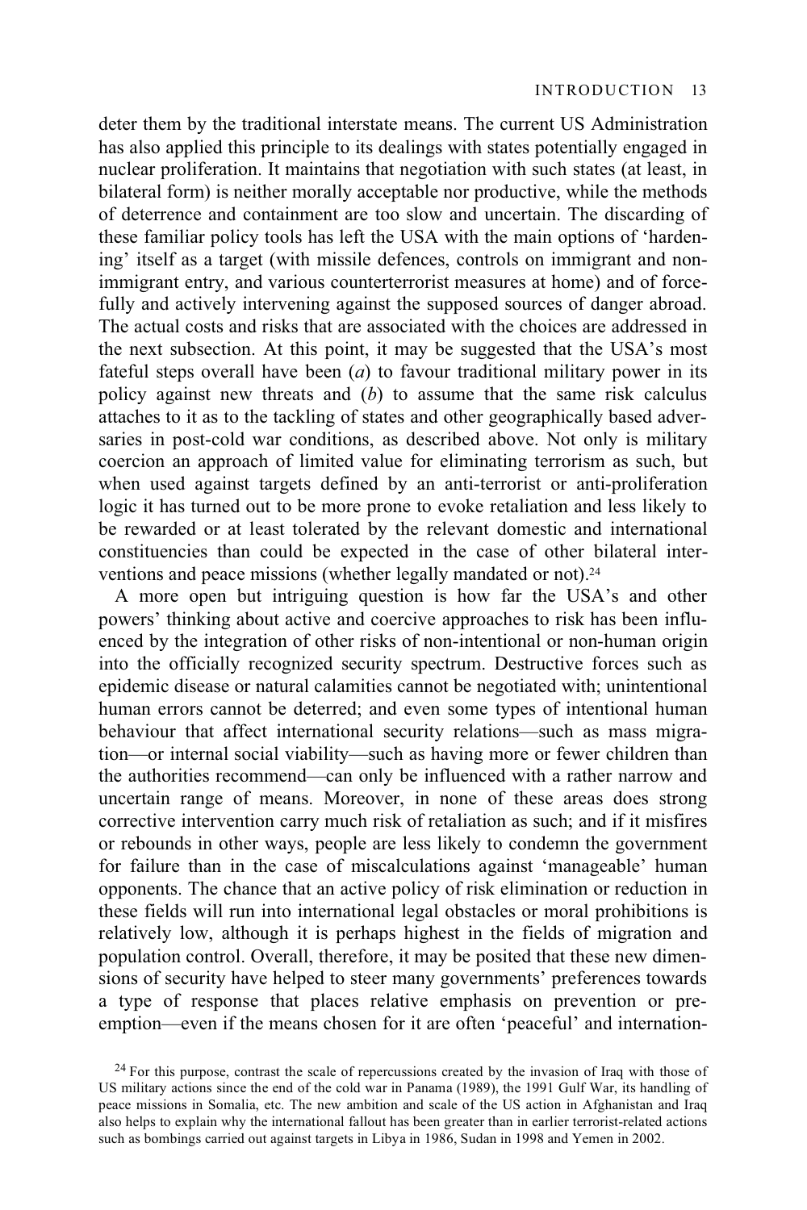deter them by the traditional interstate means. The current US Administration has also applied this principle to its dealings with states potentially engaged in nuclear proliferation. It maintains that negotiation with such states (at least, in bilateral form) is neither morally acceptable nor productive, while the methods of deterrence and containment are too slow and uncertain. The discarding of these familiar policy tools has left the USA with the main options of 'hardening' itself as a target (with missile defences, controls on immigrant and non-immigrant entry, and various counterterrorist measures at home) and of forcefully and actively intervening against the supposed sources of danger abroad. The actual costs and risks that are associated with the choices are addressed in the next subsection. At this point, it may be suggested that the USA's most fateful steps overall have been (*a*) to favour traditional military power in its policy against new threats and (*b*) to assume that the same risk calculus attaches to it as to the tackling of states and other geographically based adversaries in post-cold war conditions, as described above. Not only is military coercion an approach of limited value for eliminating terrorism as such, but when used against targets defined by an anti-terrorist or anti-proliferation logic it has turned out to be more prone to evoke retaliation and less likely to be rewarded or at least tolerated by the relevant domestic and international constituencies than could be expected in the case of other bilateral interventions and peace missions (whether legally mandated or not).[24]

A more open but intriguing question is how far the USA's and other powers' thinking about active and coercive approaches to risk has been influenced by the integration of other risks of non-intentional or non-human origin into the officially recognized security spectrum. Destructive forces such as epidemic disease or natural calamities cannot be negotiated with; unintentional human errors cannot be deterred; and even some types of intentional human behaviour that affect international security relations—such as mass migration—or internal social viability—such as having more or fewer children than the authorities recommend—can only be influenced with a rather narrow and uncertain range of means. Moreover, in none of these areas does strong corrective intervention carry much risk of retaliation as such; and if it misfires or rebounds in other ways, people are less likely to condemn the government for failure than in the case of miscalculations against 'manageable' human opponents. The chance that an active policy of risk elimination or reduction in these fields will run into international legal obstacles or moral prohibitions is relatively low, although it is perhaps highest in the fields of migration and population control. Overall, therefore, it may be posited that these new dimensions of security have helped to steer many governments' preferences towards a type of response that places relative emphasis on prevention or pre-emption—even if the means chosen for it are often 'peaceful' and internation-

[24] For this purpose, contrast the scale of repercussions created by the invasion of Iraq with those of US military actions since the end of the cold war in Panama (1989), the 1991 Gulf War, its handling of peace missions in Somalia, etc. The new ambition and scale of the US action in Afghanistan and Iraq also helps to explain why the international fallout has been greater than in earlier terrorist-related actions such as bombings carried out against targets in Libya in 1986, Sudan in 1998 and Yemen in 2002.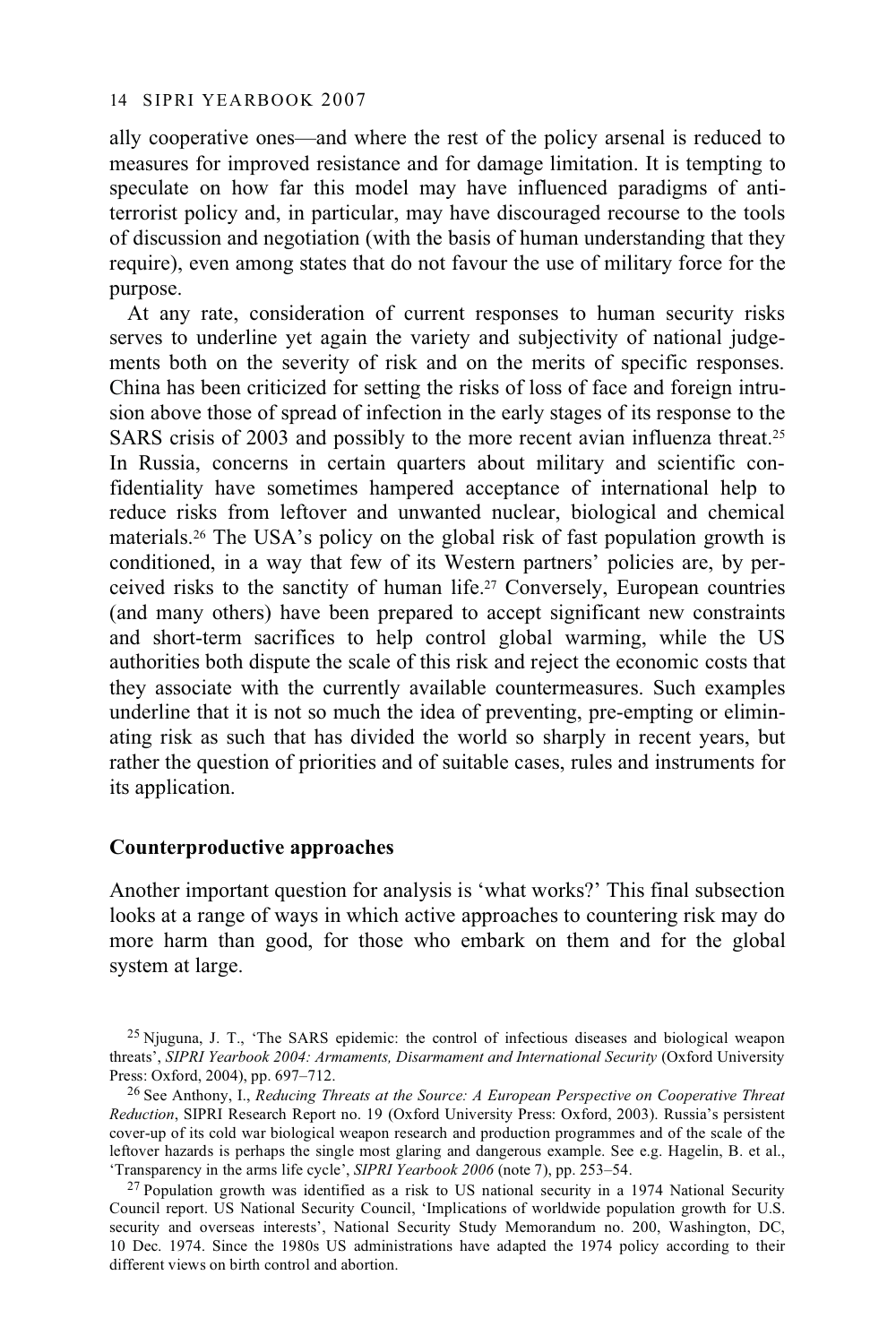ally cooperative ones—and where the rest of the policy arsenal is reduced to measures for improved resistance and for damage limitation. It is tempting to speculate on how far this model may have influenced paradigms of anti-terrorist policy and, in particular, may have discouraged recourse to the tools of discussion and negotiation (with the basis of human understanding that they require), even among states that do not favour the use of military force for the purpose.

At any rate, consideration of current responses to human security risks serves to underline yet again the variety and subjectivity of national judgements both on the severity of risk and on the merits of specific responses. China has been criticized for setting the risks of loss of face and foreign intrusion above those of spread of infection in the early stages of its response to the SARS crisis of 2003 and possibly to the more recent avian influenza threat.[25] In Russia, concerns in certain quarters about military and scientific confidentiality have sometimes hampered acceptance of international help to reduce risks from leftover and unwanted nuclear, biological and chemical materials.[26] The USA's policy on the global risk of fast population growth is conditioned, in a way that few of its Western partners' policies are, by perceived risks to the sanctity of human life.[27] Conversely, European countries (and many others) have been prepared to accept significant new constraints and short-term sacrifices to help control global warming, while the US authorities both dispute the scale of this risk and reject the economic costs that they associate with the currently available countermeasures. Such examples underline that it is not so much the idea of preventing, pre-empting or eliminating risk as such that has divided the world so sharply in recent years, but rather the question of priorities and of suitable cases, rules and instruments for its application.

### Counterproductive approaches

Another important question for analysis is 'what works?' This final subsection looks at a range of ways in which active approaches to countering risk may do more harm than good, for those who embark on them and for the global system at large.

[25] Njuguna, J. T., 'The SARS epidemic: the control of infectious diseases and biological weapon threats', *SIPRI Yearbook 2004: Armaments, Disarmament and International Security* (Oxford University Press: Oxford, 2004), pp. 697–712.

[26] See Anthony, I., *Reducing Threats at the Source: A European Perspective on Cooperative Threat Reduction*, SIPRI Research Report no. 19 (Oxford University Press: Oxford, 2003). Russia's persistent cover-up of its cold war biological weapon research and production programmes and of the scale of the leftover hazards is perhaps the single most glaring and dangerous example. See e.g. Hagelin, B. et al., 'Transparency in the arms life cycle', *SIPRI Yearbook 2006* (note 7), pp. 253–54.

[27] Population growth was identified as a risk to US national security in a 1974 National Security Council report. US National Security Council, 'Implications of worldwide population growth for U.S. security and overseas interests', National Security Study Memorandum no. 200, Washington, DC, 10 Dec. 1974. Since the 1980s US administrations have adapted the 1974 policy according to their different views on birth control and abortion.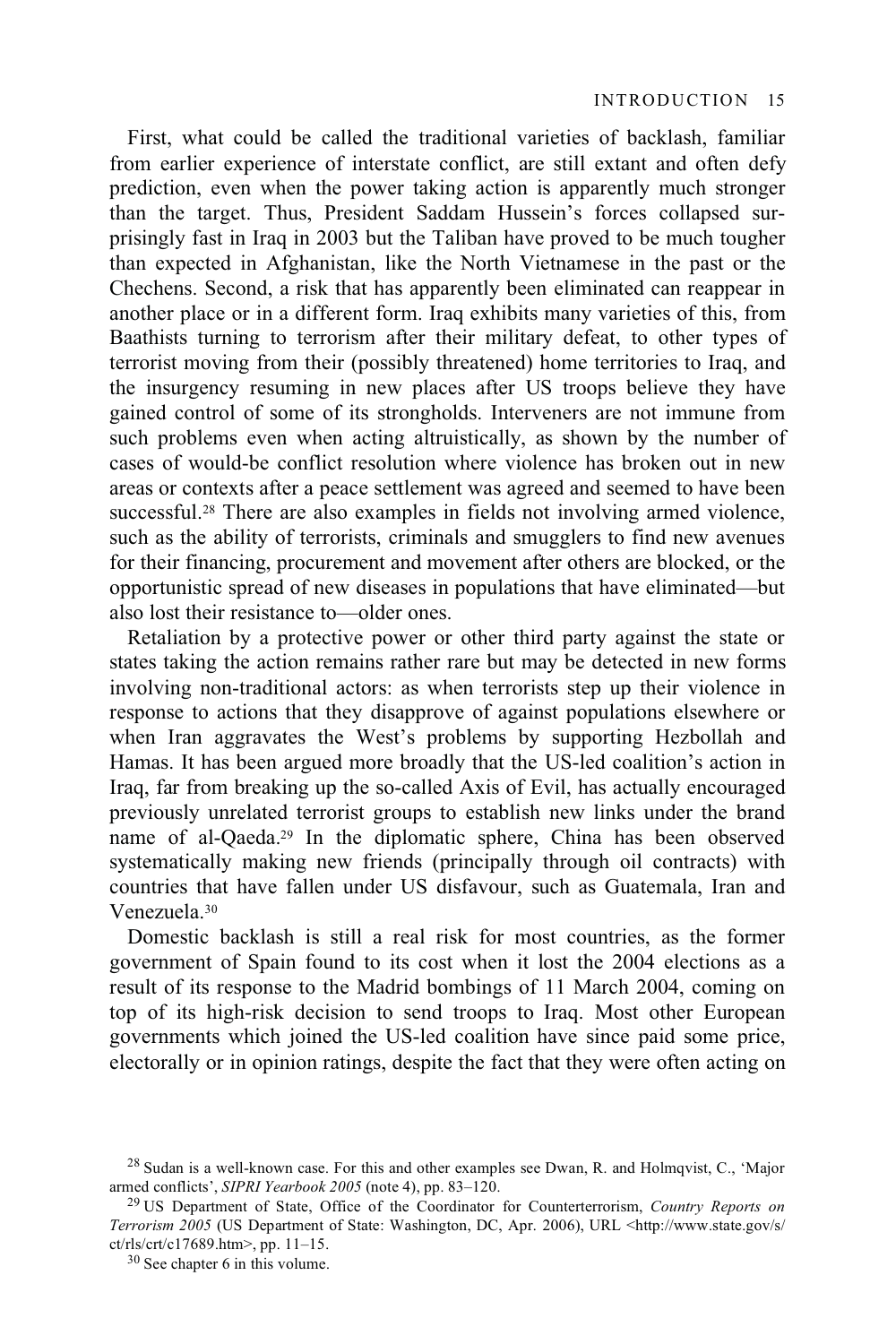First, what could be called the traditional varieties of backlash, familiar from earlier experience of interstate conflict, are still extant and often defy prediction, even when the power taking action is apparently much stronger than the target. Thus, President Saddam Hussein's forces collapsed surprisingly fast in Iraq in 2003 but the Taliban have proved to be much tougher than expected in Afghanistan, like the North Vietnamese in the past or the Chechens. Second, a risk that has apparently been eliminated can reappear in another place or in a different form. Iraq exhibits many varieties of this, from Baathists turning to terrorism after their military defeat, to other types of terrorist moving from their (possibly threatened) home territories to Iraq, and the insurgency resuming in new places after US troops believe they have gained control of some of its strongholds. Interveners are not immune from such problems even when acting altruistically, as shown by the number of cases of would-be conflict resolution where violence has broken out in new areas or contexts after a peace settlement was agreed and seemed to have been successful.[28] There are also examples in fields not involving armed violence, such as the ability of terrorists, criminals and smugglers to find new avenues for their financing, procurement and movement after others are blocked, or the opportunistic spread of new diseases in populations that have eliminated—but also lost their resistance to—older ones.

Retaliation by a protective power or other third party against the state or states taking the action remains rather rare but may be detected in new forms involving non-traditional actors: as when terrorists step up their violence in response to actions that they disapprove of against populations elsewhere or when Iran aggravates the West's problems by supporting Hezbollah and Hamas. It has been argued more broadly that the US-led coalition's action in Iraq, far from breaking up the so-called Axis of Evil, has actually encouraged previously unrelated terrorist groups to establish new links under the brand name of al-Qaeda.[29] In the diplomatic sphere, China has been observed systematically making new friends (principally through oil contracts) with countries that have fallen under US disfavour, such as Guatemala, Iran and Venezuela.[30]

Domestic backlash is still a real risk for most countries, as the former government of Spain found to its cost when it lost the 2004 elections as a result of its response to the Madrid bombings of 11 March 2004, coming on top of its high-risk decision to send troops to Iraq. Most other European governments which joined the US-led coalition have since paid some price, electorally or in opinion ratings, despite the fact that they were often acting on

[28] Sudan is a well-known case. For this and other examples see Dwan, R. and Holmqvist, C., 'Major armed conflicts', *SIPRI Yearbook 2005* (note 4), pp. 83–120.

[29] US Department of State, Office of the Coordinator for Counterterrorism, *Country Reports on Terrorism 2005* (US Department of State: Washington, DC, Apr. 2006), URL <http://www.state.gov/s/ct/rls/crt/c17689.htm>, pp. 11–15.

[30] See chapter 6 in this volume.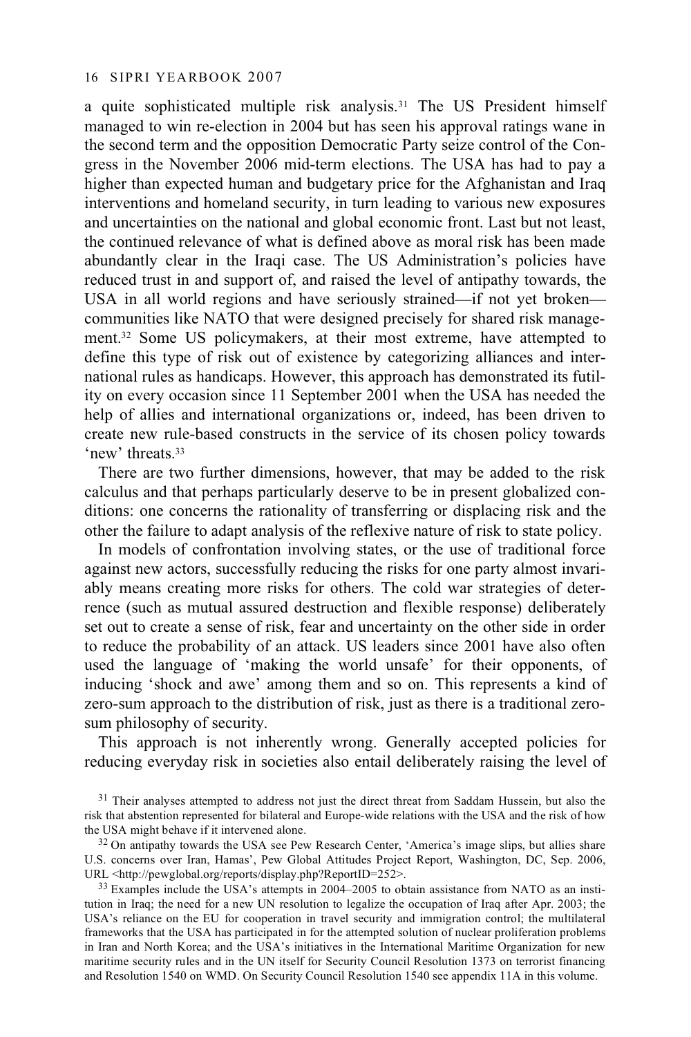a quite sophisticated multiple risk analysis.[31] The US President himself managed to win re-election in 2004 but has seen his approval ratings wane in the second term and the opposition Democratic Party seize control of the Congress in the November 2006 mid-term elections. The USA has had to pay a higher than expected human and budgetary price for the Afghanistan and Iraq interventions and homeland security, in turn leading to various new exposures and uncertainties on the national and global economic front. Last but not least, the continued relevance of what is defined above as moral risk has been made abundantly clear in the Iraqi case. The US Administration's policies have reduced trust in and support of, and raised the level of antipathy towards, the USA in all world regions and have seriously strained—if not yet broken—communities like NATO that were designed precisely for shared risk management.[32] Some US policymakers, at their most extreme, have attempted to define this type of risk out of existence by categorizing alliances and international rules as handicaps. However, this approach has demonstrated its futility on every occasion since 11 September 2001 when the USA has needed the help of allies and international organizations or, indeed, has been driven to create new rule-based constructs in the service of its chosen policy towards 'new' threats.[33]

There are two further dimensions, however, that may be added to the risk calculus and that perhaps particularly deserve to be in present globalized conditions: one concerns the rationality of transferring or displacing risk and the other the failure to adapt analysis of the reflexive nature of risk to state policy.

In models of confrontation involving states, or the use of traditional force against new actors, successfully reducing the risks for one party almost invariably means creating more risks for others. The cold war strategies of deterrence (such as mutual assured destruction and flexible response) deliberately set out to create a sense of risk, fear and uncertainty on the other side in order to reduce the probability of an attack. US leaders since 2001 have also often used the language of 'making the world unsafe' for their opponents, of inducing 'shock and awe' among them and so on. This represents a kind of zero-sum approach to the distribution of risk, just as there is a traditional zero-sum philosophy of security.

This approach is not inherently wrong. Generally accepted policies for reducing everyday risk in societies also entail deliberately raising the level of

[31] Their analyses attempted to address not just the direct threat from Saddam Hussein, but also the risk that abstention represented for bilateral and Europe-wide relations with the USA and the risk of how the USA might behave if it intervened alone.

[32] On antipathy towards the USA see Pew Research Center, 'America's image slips, but allies share U.S. concerns over Iran, Hamas', Pew Global Attitudes Project Report, Washington, DC, Sep. 2006, URL <http://pewglobal.org/reports/display.php?ReportID=252>.

[33] Examples include the USA's attempts in 2004–2005 to obtain assistance from NATO as an institution in Iraq; the need for a new UN resolution to legalize the occupation of Iraq after Apr. 2003; the USA's reliance on the EU for cooperation in travel security and immigration control; the multilateral frameworks that the USA has participated in for the attempted solution of nuclear proliferation problems in Iran and North Korea; and the USA's initiatives in the International Maritime Organization for new maritime security rules and in the UN itself for Security Council Resolution 1373 on terrorist financing and Resolution 1540 on WMD. On Security Council Resolution 1540 see appendix 11A in this volume.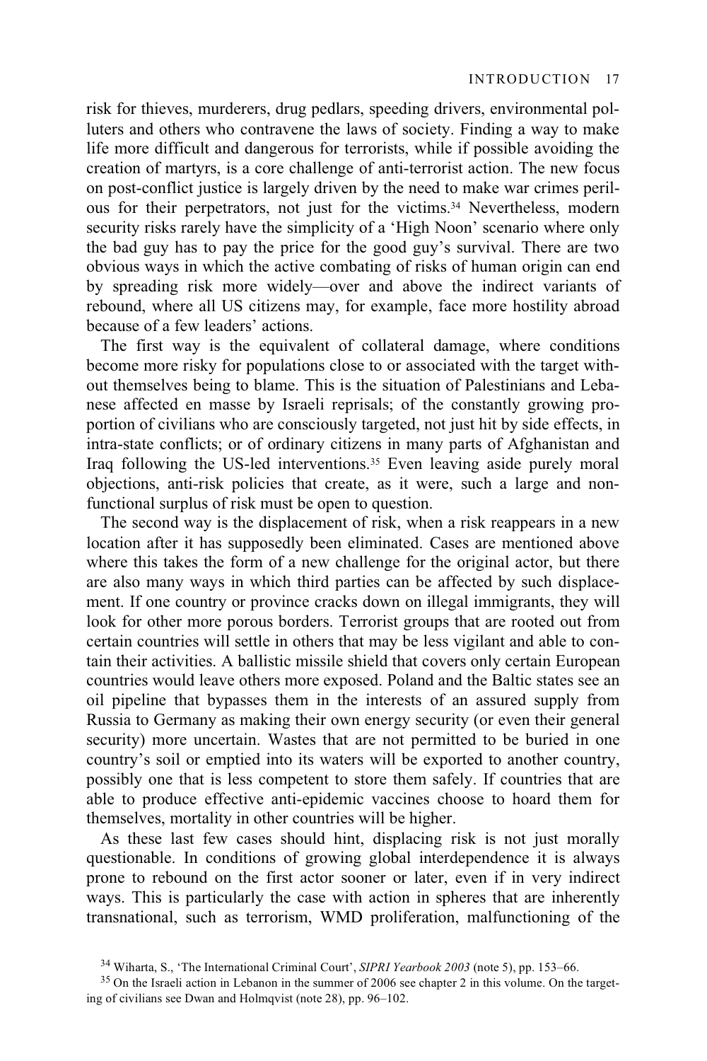risk for thieves, murderers, drug pedlars, speeding drivers, environmental polluters and others who contravene the laws of society. Finding a way to make life more difficult and dangerous for terrorists, while if possible avoiding the creation of martyrs, is a core challenge of anti-terrorist action. The new focus on post-conflict justice is largely driven by the need to make war crimes perilous for their perpetrators, not just for the victims.[34] Nevertheless, modern security risks rarely have the simplicity of a 'High Noon' scenario where only the bad guy has to pay the price for the good guy's survival. There are two obvious ways in which the active combating of risks of human origin can end by spreading risk more widely—over and above the indirect variants of rebound, where all US citizens may, for example, face more hostility abroad because of a few leaders' actions.

The first way is the equivalent of collateral damage, where conditions become more risky for populations close to or associated with the target without themselves being to blame. This is the situation of Palestinians and Lebanese affected en masse by Israeli reprisals; of the constantly growing proportion of civilians who are consciously targeted, not just hit by side effects, in intra-state conflicts; or of ordinary citizens in many parts of Afghanistan and Iraq following the US-led interventions.[35] Even leaving aside purely moral objections, anti-risk policies that create, as it were, such a large and non-functional surplus of risk must be open to question.

The second way is the displacement of risk, when a risk reappears in a new location after it has supposedly been eliminated. Cases are mentioned above where this takes the form of a new challenge for the original actor, but there are also many ways in which third parties can be affected by such displacement. If one country or province cracks down on illegal immigrants, they will look for other more porous borders. Terrorist groups that are rooted out from certain countries will settle in others that may be less vigilant and able to contain their activities. A ballistic missile shield that covers only certain European countries would leave others more exposed. Poland and the Baltic states see an oil pipeline that bypasses them in the interests of an assured supply from Russia to Germany as making their own energy security (or even their general security) more uncertain. Wastes that are not permitted to be buried in one country's soil or emptied into its waters will be exported to another country, possibly one that is less competent to store them safely. If countries that are able to produce effective anti-epidemic vaccines choose to hoard them for themselves, mortality in other countries will be higher.

As these last few cases should hint, displacing risk is not just morally questionable. In conditions of growing global interdependence it is always prone to rebound on the first actor sooner or later, even if in very indirect ways. This is particularly the case with action in spheres that are inherently transnational, such as terrorism, WMD proliferation, malfunctioning of the

[34] Wiharta, S., 'The International Criminal Court', *SIPRI Yearbook 2003* (note 5), pp. 153–66.

[35] On the Israeli action in Lebanon in the summer of 2006 see chapter 2 in this volume. On the targeting of civilians see Dwan and Holmqvist (note 28), pp. 96–102.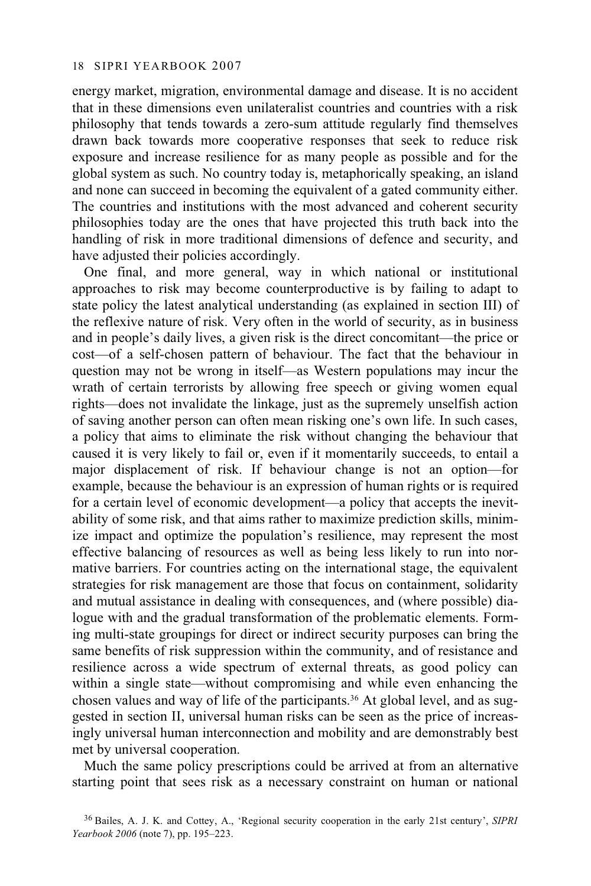energy market, migration, environmental damage and disease. It is no accident that in these dimensions even unilateralist countries and countries with a risk philosophy that tends towards a zero-sum attitude regularly find themselves drawn back towards more cooperative responses that seek to reduce risk exposure and increase resilience for as many people as possible and for the global system as such. No country today is, metaphorically speaking, an island and none can succeed in becoming the equivalent of a gated community either. The countries and institutions with the most advanced and coherent security philosophies today are the ones that have projected this truth back into the handling of risk in more traditional dimensions of defence and security, and have adjusted their policies accordingly.

One final, and more general, way in which national or institutional approaches to risk may become counterproductive is by failing to adapt to state policy the latest analytical understanding (as explained in section III) of the reflexive nature of risk. Very often in the world of security, as in business and in people's daily lives, a given risk is the direct concomitant—the price or cost—of a self-chosen pattern of behaviour. The fact that the behaviour in question may not be wrong in itself—as Western populations may incur the wrath of certain terrorists by allowing free speech or giving women equal rights—does not invalidate the linkage, just as the supremely unselfish action of saving another person can often mean risking one's own life. In such cases, a policy that aims to eliminate the risk without changing the behaviour that caused it is very likely to fail or, even if it momentarily succeeds, to entail a major displacement of risk. If behaviour change is not an option—for example, because the behaviour is an expression of human rights or is required for a certain level of economic development—a policy that accepts the inevitability of some risk, and that aims rather to maximize prediction skills, minimize impact and optimize the population's resilience, may represent the most effective balancing of resources as well as being less likely to run into normative barriers. For countries acting on the international stage, the equivalent strategies for risk management are those that focus on containment, solidarity and mutual assistance in dealing with consequences, and (where possible) dialogue with and the gradual transformation of the problematic elements. Forming multi-state groupings for direct or indirect security purposes can bring the same benefits of risk suppression within the community, and of resistance and resilience across a wide spectrum of external threats, as good policy can within a single state—without compromising and while even enhancing the chosen values and way of life of the participants.[36] At global level, and as suggested in section II, universal human risks can be seen as the price of increasingly universal human interconnection and mobility and are demonstrably best met by universal cooperation.

Much the same policy prescriptions could be arrived at from an alternative starting point that sees risk as a necessary constraint on human or national

[36] Bailes, A. J. K. and Cottey, A., 'Regional security cooperation in the early 21st century', *SIPRI Yearbook 2006* (note 7), pp. 195–223.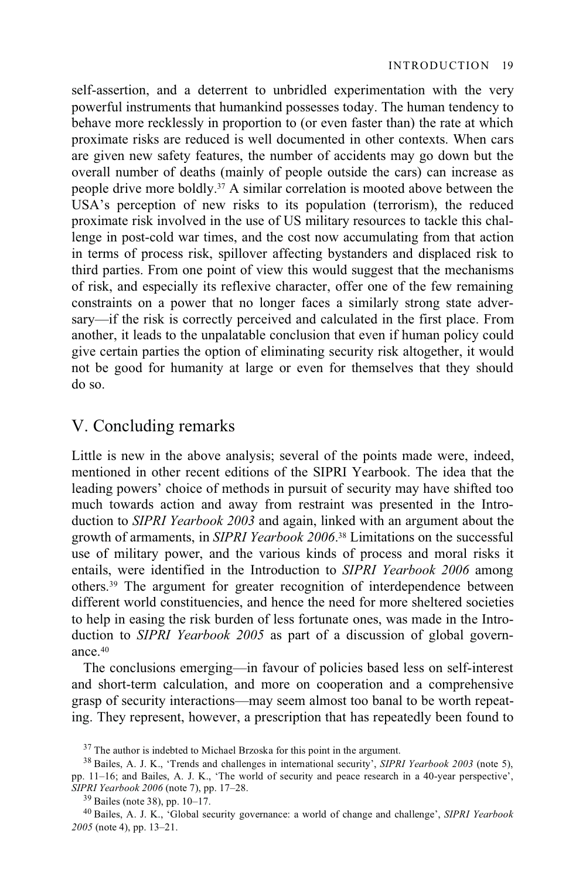self-assertion, and a deterrent to unbridled experimentation with the very powerful instruments that humankind possesses today. The human tendency to behave more recklessly in proportion to (or even faster than) the rate at which proximate risks are reduced is well documented in other contexts. When cars are given new safety features, the number of accidents may go down but the overall number of deaths (mainly of people outside the cars) can increase as people drive more boldly.[37] A similar correlation is mooted above between the USA's perception of new risks to its population (terrorism), the reduced proximate risk involved in the use of US military resources to tackle this challenge in post-cold war times, and the cost now accumulating from that action in terms of process risk, spillover affecting bystanders and displaced risk to third parties. From one point of view this would suggest that the mechanisms of risk, and especially its reflexive character, offer one of the few remaining constraints on a power that no longer faces a similarly strong state adversary—if the risk is correctly perceived and calculated in the first place. From another, it leads to the unpalatable conclusion that even if human policy could give certain parties the option of eliminating security risk altogether, it would not be good for humanity at large or even for themselves that they should do so.

## V. Concluding remarks

Little is new in the above analysis; several of the points made were, indeed, mentioned in other recent editions of the SIPRI Yearbook. The idea that the leading powers' choice of methods in pursuit of security may have shifted too much towards action and away from restraint was presented in the Introduction to *SIPRI Yearbook 2003* and again, linked with an argument about the growth of armaments, in *SIPRI Yearbook 2006*.[38] Limitations on the successful use of military power, and the various kinds of process and moral risks it entails, were identified in the Introduction to *SIPRI Yearbook 2006* among others.[39] The argument for greater recognition of interdependence between different world constituencies, and hence the need for more sheltered societies to help in easing the risk burden of less fortunate ones, was made in the Introduction to *SIPRI Yearbook 2005* as part of a discussion of global governance.[40]

The conclusions emerging—in favour of policies based less on self-interest and short-term calculation, and more on cooperation and a comprehensive grasp of security interactions—may seem almost too banal to be worth repeating. They represent, however, a prescription that has repeatedly been found to

[37] The author is indebted to Michael Brzoska for this point in the argument.

[38] Bailes, A. J. K., 'Trends and challenges in international security', *SIPRI Yearbook 2003* (note 5), pp. 11–16; and Bailes, A. J. K., 'The world of security and peace research in a 40-year perspective', *SIPRI Yearbook 2006* (note 7), pp. 17–28.

[39] Bailes (note 38), pp. 10–17.

[40] Bailes, A. J. K., 'Global security governance: a world of change and challenge', *SIPRI Yearbook 2005* (note 4), pp. 13–21.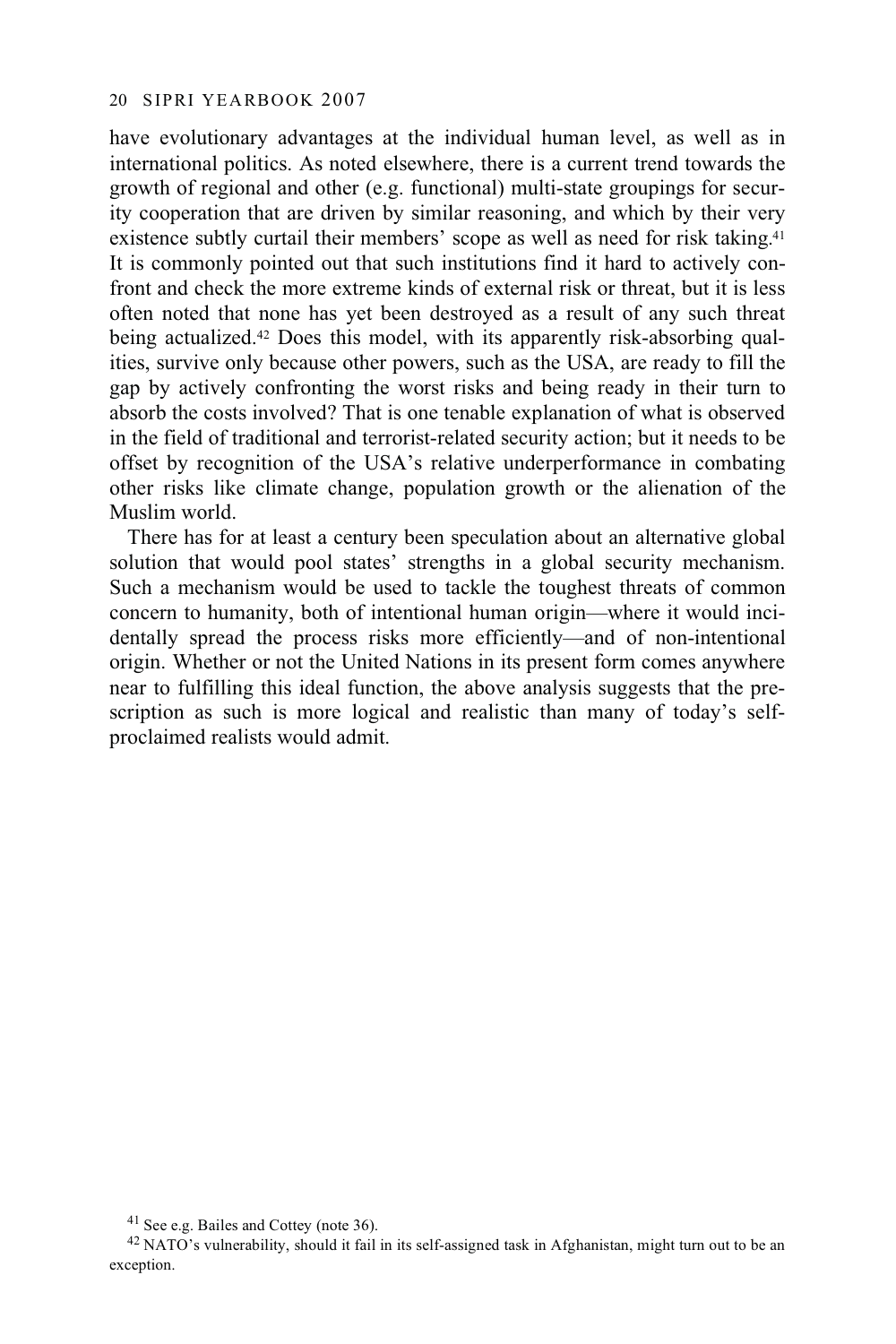have evolutionary advantages at the individual human level, as well as in international politics. As noted elsewhere, there is a current trend towards the growth of regional and other (e.g. functional) multi-state groupings for security cooperation that are driven by similar reasoning, and which by their very existence subtly curtail their members' scope as well as need for risk taking.[41] It is commonly pointed out that such institutions find it hard to actively confront and check the more extreme kinds of external risk or threat, but it is less often noted that none has yet been destroyed as a result of any such threat being actualized.[42] Does this model, with its apparently risk-absorbing qualities, survive only because other powers, such as the USA, are ready to fill the gap by actively confronting the worst risks and being ready in their turn to absorb the costs involved? That is one tenable explanation of what is observed in the field of traditional and terrorist-related security action; but it needs to be offset by recognition of the USA's relative underperformance in combating other risks like climate change, population growth or the alienation of the Muslim world.

There has for at least a century been speculation about an alternative global solution that would pool states' strengths in a global security mechanism. Such a mechanism would be used to tackle the toughest threats of common concern to humanity, both of intentional human origin—where it would incidentally spread the process risks more efficiently—and of non-intentional origin. Whether or not the United Nations in its present form comes anywhere near to fulfilling this ideal function, the above analysis suggests that the prescription as such is more logical and realistic than many of today's self-proclaimed realists would admit.

[41] See e.g. Bailes and Cottey (note 36).

[42] NATO's vulnerability, should it fail in its self-assigned task in Afghanistan, might turn out to be an exception.